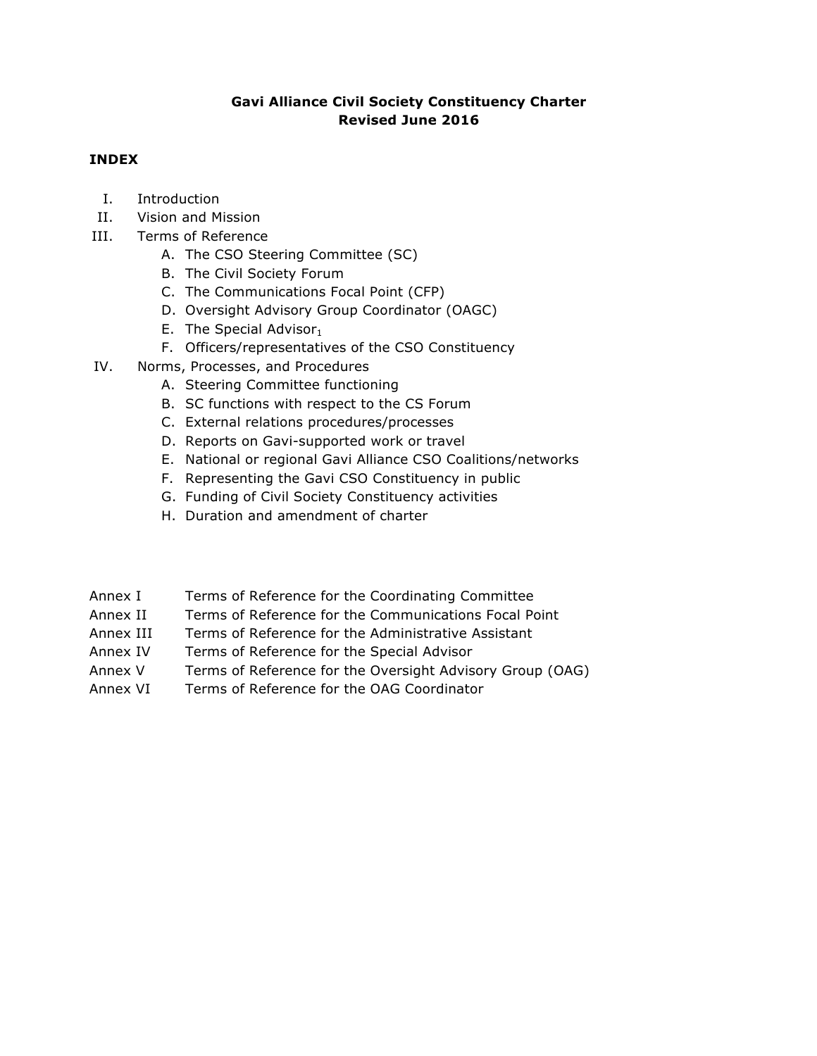**Gavi Alliance Civil Society Constituency Charter**
**Revised June 2016**

**INDEX**

I. Introduction
II. Vision and Mission
III. Terms of Reference
   A. The CSO Steering Committee (SC)
   B. The Civil Society Forum
   C. The Communications Focal Point (CFP)
   D. Oversight Advisory Group Coordinator (OAGC)
   E. The Special Advisor[1]
   F. Officers/representatives of the CSO Constituency
IV. Norms, Processes, and Procedures
   A. Steering Committee functioning
   B. SC functions with respect to the CS Forum
   C. External relations procedures/processes
   D. Reports on Gavi-supported work or travel
   E. National or regional Gavi Alliance CSO Coalitions/networks
   F. Representing the Gavi CSO Constituency in public
   G. Funding of Civil Society Constituency activities
   H. Duration and amendment of charter

Annex I Terms of Reference for the Coordinating Committee
Annex II Terms of Reference for the Communications Focal Point
Annex III Terms of Reference for the Administrative Assistant
Annex IV Terms of Reference for the Special Advisor
Annex V Terms of Reference for the Oversight Advisory Group (OAG)
Annex VI Terms of Reference for the OAG Coordinator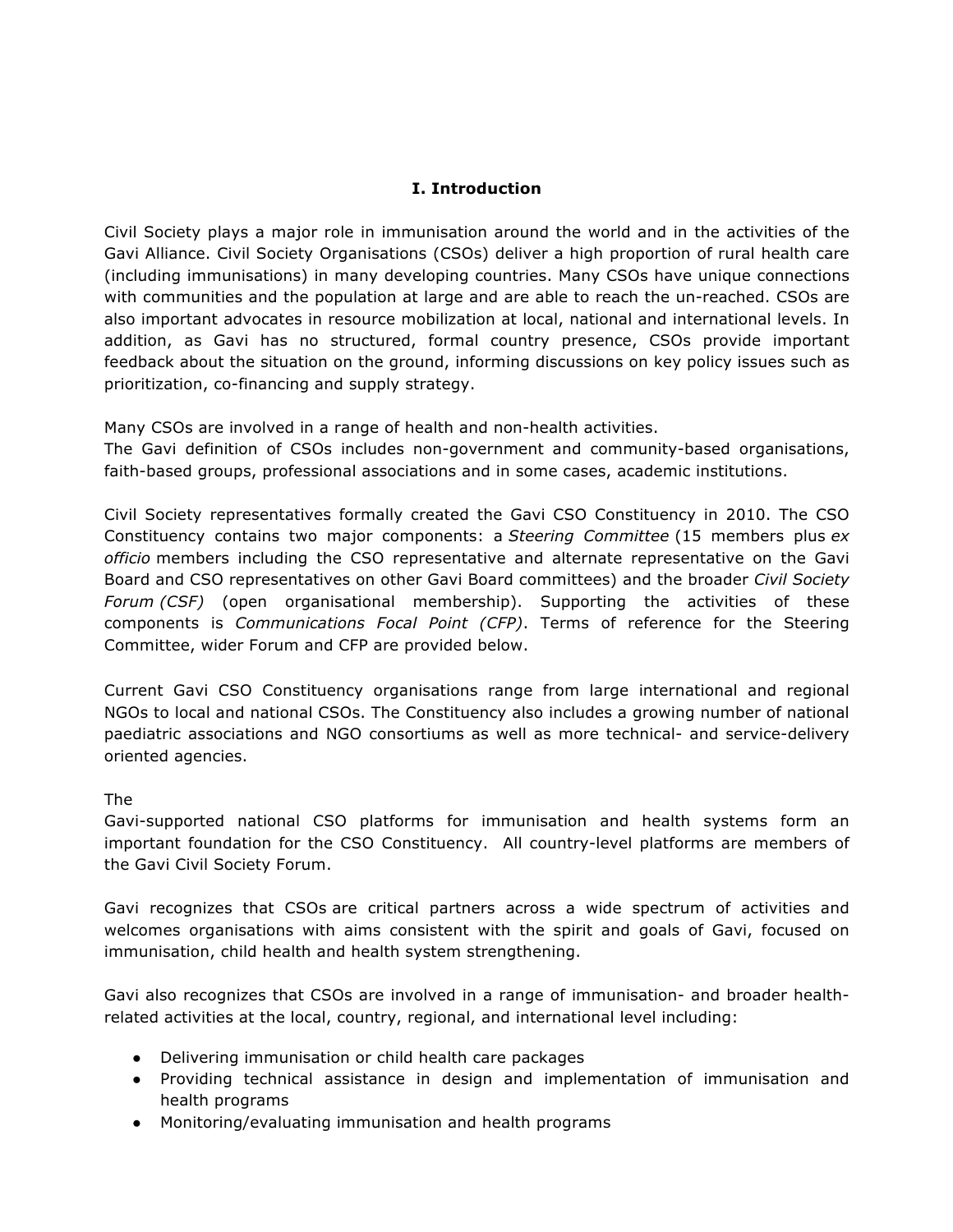## I. Introduction

Civil Society plays a major role in immunisation around the world and in the activities of the Gavi Alliance. Civil Society Organisations (CSOs) deliver a high proportion of rural health care (including immunisations) in many developing countries. Many CSOs have unique connections with communities and the population at large and are able to reach the un-reached. CSOs are also important advocates in resource mobilization at local, national and international levels. In addition, as Gavi has no structured, formal country presence, CSOs provide important feedback about the situation on the ground, informing discussions on key policy issues such as prioritization, co-financing and supply strategy.

Many CSOs are involved in a range of health and non-health activities.
The Gavi definition of CSOs includes non-government and community-based organisations, faith-based groups, professional associations and in some cases, academic institutions.

Civil Society representatives formally created the Gavi CSO Constituency in 2010. The CSO Constituency contains two major components: a *Steering Committee* (15 members plus *ex officio* members including the CSO representative and alternate representative on the Gavi Board and CSO representatives on other Gavi Board committees) and the broader *Civil Society Forum (CSF)* (open organisational membership). Supporting the activities of these components is *Communications Focal Point (CFP)*. Terms of reference for the Steering Committee, wider Forum and CFP are provided below.

Current Gavi CSO Constituency organisations range from large international and regional NGOs to local and national CSOs. The Constituency also includes a growing number of national paediatric associations and NGO consortiums as well as more technical- and service-delivery oriented agencies.

The
Gavi-supported national CSO platforms for immunisation and health systems form an important foundation for the CSO Constituency. All country-level platforms are members of the Gavi Civil Society Forum.

Gavi recognizes that CSOs are critical partners across a wide spectrum of activities and welcomes organisations with aims consistent with the spirit and goals of Gavi, focused on immunisation, child health and health system strengthening.

Gavi also recognizes that CSOs are involved in a range of immunisation- and broader health-related activities at the local, country, regional, and international level including:

- Delivering immunisation or child health care packages
- Providing technical assistance in design and implementation of immunisation and health programs
- Monitoring/evaluating immunisation and health programs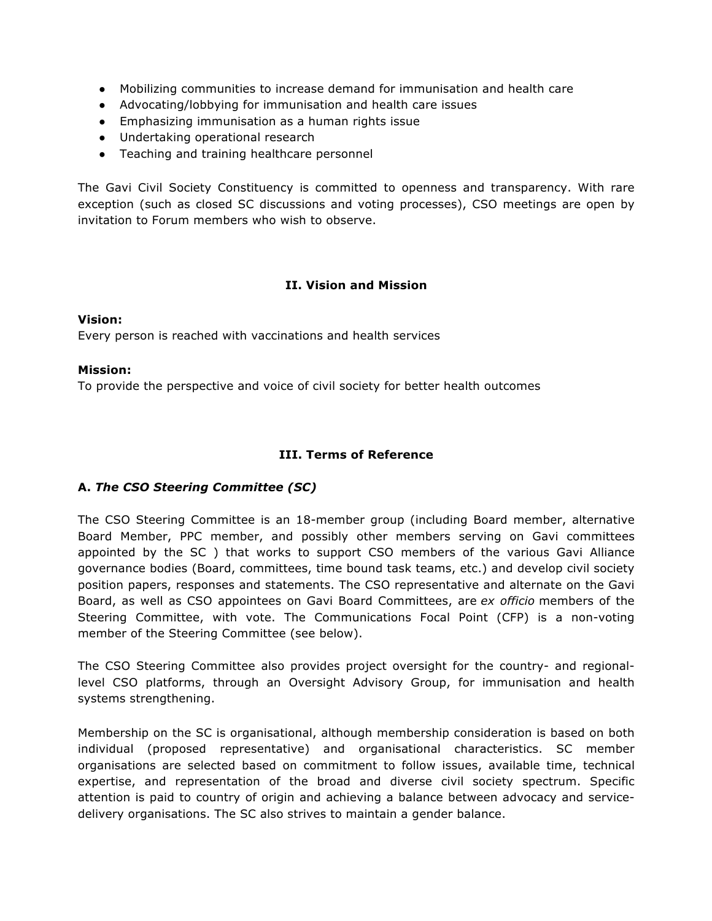- Mobilizing communities to increase demand for immunisation and health care
- Advocating/lobbying for immunisation and health care issues
- Emphasizing immunisation as a human rights issue
- Undertaking operational research
- Teaching and training healthcare personnel

The Gavi Civil Society Constituency is committed to openness and transparency. With rare exception (such as closed SC discussions and voting processes), CSO meetings are open by invitation to Forum members who wish to observe.

## II. Vision and Mission

**Vision:**
Every person is reached with vaccinations and health services

**Mission:**
To provide the perspective and voice of civil society for better health outcomes

## III. Terms of Reference

### A. *The CSO Steering Committee (SC)*

The CSO Steering Committee is an 18-member group (including Board member, alternative Board Member, PPC member, and possibly other members serving on Gavi committees appointed by the SC ) that works to support CSO members of the various Gavi Alliance governance bodies (Board, committees, time bound task teams, etc.) and develop civil society position papers, responses and statements. The CSO representative and alternate on the Gavi Board, as well as CSO appointees on Gavi Board Committees, are *ex officio* members of the Steering Committee, with vote. The Communications Focal Point (CFP) is a non-voting member of the Steering Committee (see below).

The CSO Steering Committee also provides project oversight for the country- and regional-level CSO platforms, through an Oversight Advisory Group, for immunisation and health systems strengthening.

Membership on the SC is organisational, although membership consideration is based on both individual (proposed representative) and organisational characteristics. SC member organisations are selected based on commitment to follow issues, available time, technical expertise, and representation of the broad and diverse civil society spectrum. Specific attention is paid to country of origin and achieving a balance between advocacy and service-delivery organisations. The SC also strives to maintain a gender balance.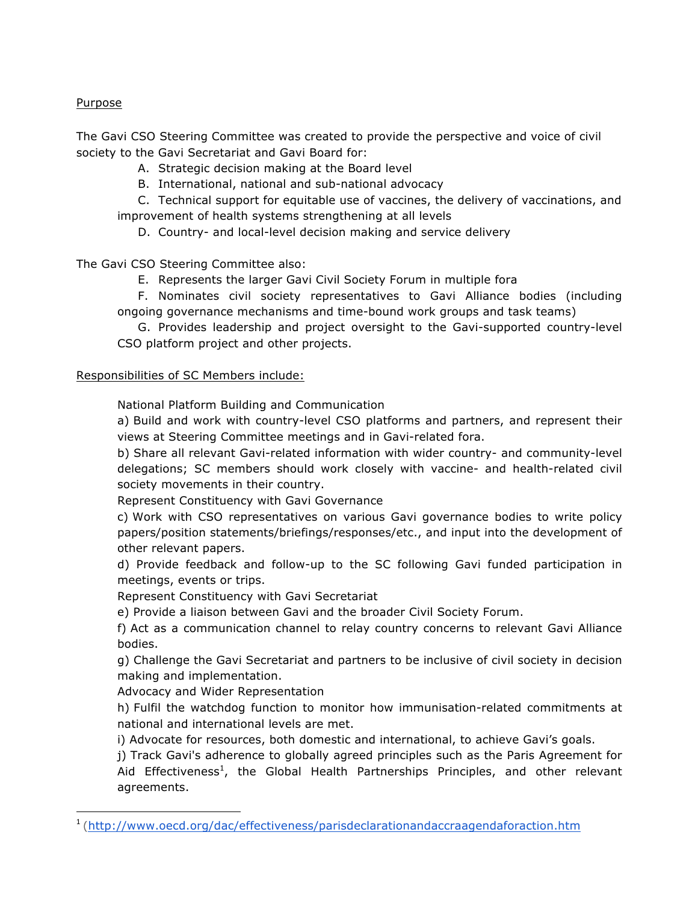Purpose

The Gavi CSO Steering Committee was created to provide the perspective and voice of civil society to the Gavi Secretariat and Gavi Board for:

A. Strategic decision making at the Board level
B. International, national and sub-national advocacy
C. Technical support for equitable use of vaccines, the delivery of vaccinations, and improvement of health systems strengthening at all levels
D. Country- and local-level decision making and service delivery

The Gavi CSO Steering Committee also:

E. Represents the larger Gavi Civil Society Forum in multiple fora
F. Nominates civil society representatives to Gavi Alliance bodies (including ongoing governance mechanisms and time-bound work groups and task teams)
G. Provides leadership and project oversight to the Gavi-supported country-level CSO platform project and other projects.

Responsibilities of SC Members include:

National Platform Building and Communication

a) Build and work with country-level CSO platforms and partners, and represent their views at Steering Committee meetings and in Gavi-related fora.

b) Share all relevant Gavi-related information with wider country- and community-level delegations; SC members should work closely with vaccine- and health-related civil society movements in their country.

Represent Constituency with Gavi Governance

c) Work with CSO representatives on various Gavi governance bodies to write policy papers/position statements/briefings/responses/etc., and input into the development of other relevant papers.

d) Provide feedback and follow-up to the SC following Gavi funded participation in meetings, events or trips.

Represent Constituency with Gavi Secretariat

e) Provide a liaison between Gavi and the broader Civil Society Forum.

f) Act as a communication channel to relay country concerns to relevant Gavi Alliance bodies.

g) Challenge the Gavi Secretariat and partners to be inclusive of civil society in decision making and implementation.

Advocacy and Wider Representation

h) Fulfil the watchdog function to monitor how immunisation-related commitments at national and international levels are met.

i) Advocate for resources, both domestic and international, to achieve Gavi's goals.

j) Track Gavi's adherence to globally agreed principles such as the Paris Agreement for Aid Effectiveness[1], the Global Health Partnerships Principles, and other relevant agreements.

[1] (http://www.oecd.org/dac/effectiveness/parisdeclarationandaccraagendaforaction.htm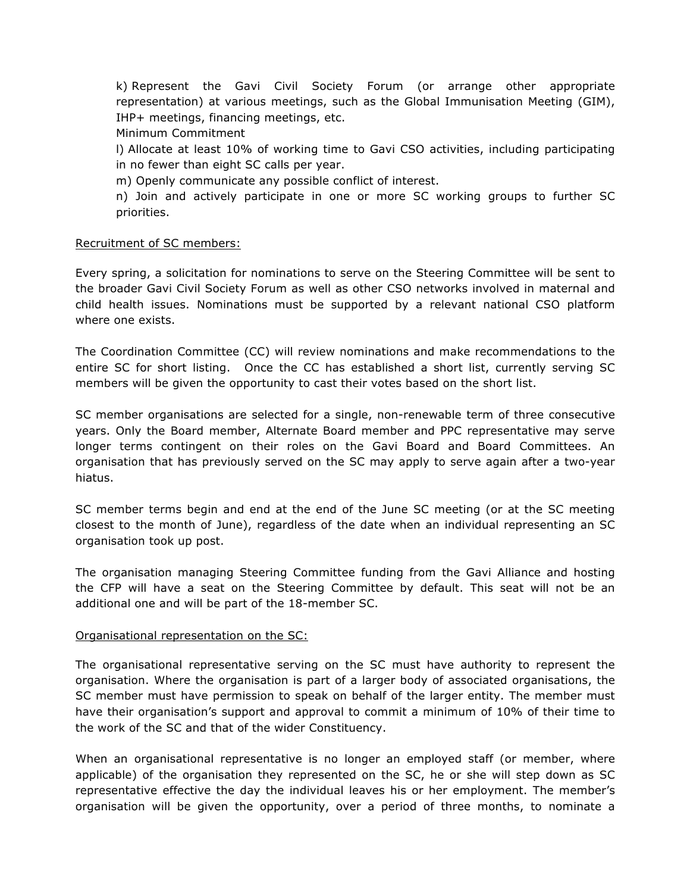k) Represent the Gavi Civil Society Forum (or arrange other appropriate representation) at various meetings, such as the Global Immunisation Meeting (GIM), IHP+ meetings, financing meetings, etc.

Minimum Commitment

l) Allocate at least 10% of working time to Gavi CSO activities, including participating in no fewer than eight SC calls per year.

m) Openly communicate any possible conflict of interest.

n) Join and actively participate in one or more SC working groups to further SC priorities.

<u>Recruitment of SC members:</u>

Every spring, a solicitation for nominations to serve on the Steering Committee will be sent to the broader Gavi Civil Society Forum as well as other CSO networks involved in maternal and child health issues. Nominations must be supported by a relevant national CSO platform where one exists.

The Coordination Committee (CC) will review nominations and make recommendations to the entire SC for short listing. Once the CC has established a short list, currently serving SC members will be given the opportunity to cast their votes based on the short list.

SC member organisations are selected for a single, non-renewable term of three consecutive years. Only the Board member, Alternate Board member and PPC representative may serve longer terms contingent on their roles on the Gavi Board and Board Committees. An organisation that has previously served on the SC may apply to serve again after a two-year hiatus.

SC member terms begin and end at the end of the June SC meeting (or at the SC meeting closest to the month of June), regardless of the date when an individual representing an SC organisation took up post.

The organisation managing Steering Committee funding from the Gavi Alliance and hosting the CFP will have a seat on the Steering Committee by default. This seat will not be an additional one and will be part of the 18-member SC.

<u>Organisational representation on the SC:</u>

The organisational representative serving on the SC must have authority to represent the organisation. Where the organisation is part of a larger body of associated organisations, the SC member must have permission to speak on behalf of the larger entity. The member must have their organisation's support and approval to commit a minimum of 10% of their time to the work of the SC and that of the wider Constituency.

When an organisational representative is no longer an employed staff (or member, where applicable) of the organisation they represented on the SC, he or she will step down as SC representative effective the day the individual leaves his or her employment. The member's organisation will be given the opportunity, over a period of three months, to nominate a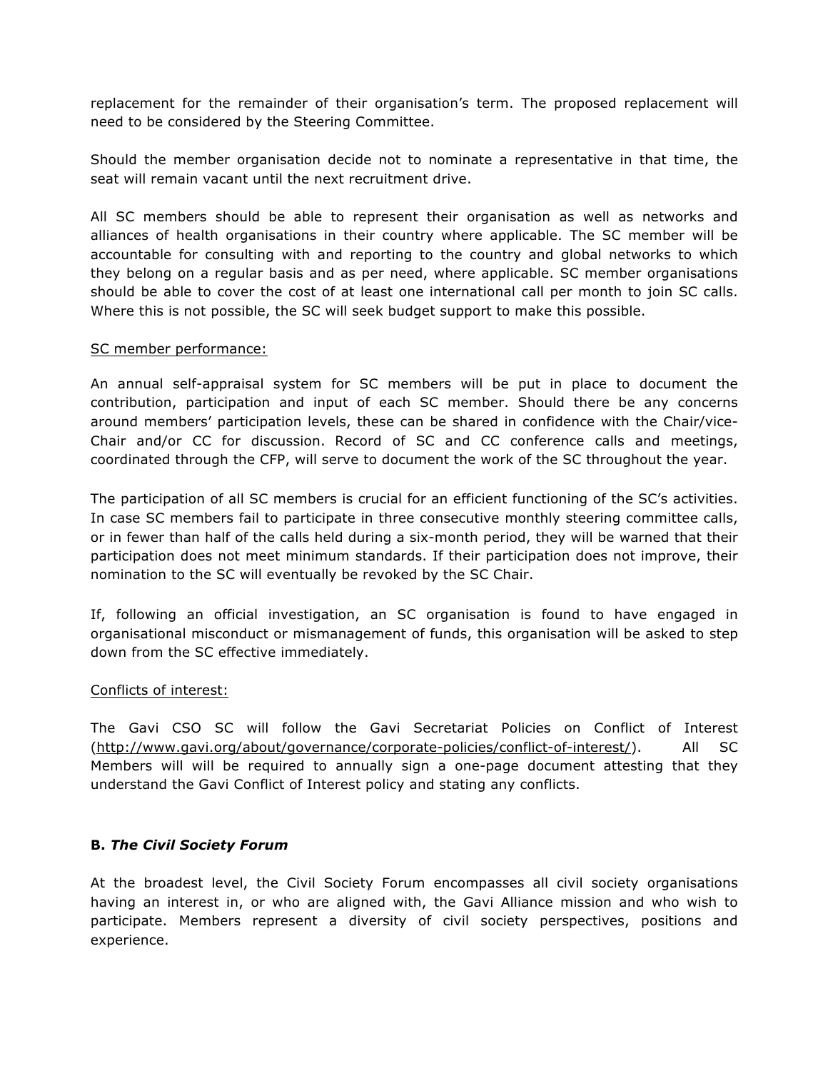replacement for the remainder of their organisation's term. The proposed replacement will need to be considered by the Steering Committee.

Should the member organisation decide not to nominate a representative in that time, the seat will remain vacant until the next recruitment drive.

All SC members should be able to represent their organisation as well as networks and alliances of health organisations in their country where applicable. The SC member will be accountable for consulting with and reporting to the country and global networks to which they belong on a regular basis and as per need, where applicable. SC member organisations should be able to cover the cost of at least one international call per month to join SC calls. Where this is not possible, the SC will seek budget support to make this possible.

<u>SC member performance:</u>

An annual self-appraisal system for SC members will be put in place to document the contribution, participation and input of each SC member. Should there be any concerns around members' participation levels, these can be shared in confidence with the Chair/vice-Chair and/or CC for discussion. Record of SC and CC conference calls and meetings, coordinated through the CFP, will serve to document the work of the SC throughout the year.

The participation of all SC members is crucial for an efficient functioning of the SC's activities. In case SC members fail to participate in three consecutive monthly steering committee calls, or in fewer than half of the calls held during a six-month period, they will be warned that their participation does not meet minimum standards. If their participation does not improve, their nomination to the SC will eventually be revoked by the SC Chair.

If, following an official investigation, an SC organisation is found to have engaged in organisational misconduct or mismanagement of funds, this organisation will be asked to step down from the SC effective immediately.

<u>Conflicts of interest:</u>

The Gavi CSO SC will follow the Gavi Secretariat Policies on Conflict of Interest (http://www.gavi.org/about/governance/corporate-policies/conflict-of-interest/). All SC Members will will be required to annually sign a one-page document attesting that they understand the Gavi Conflict of Interest policy and stating any conflicts.

### B. *The Civil Society Forum*

At the broadest level, the Civil Society Forum encompasses all civil society organisations having an interest in, or who are aligned with, the Gavi Alliance mission and who wish to participate. Members represent a diversity of civil society perspectives, positions and experience.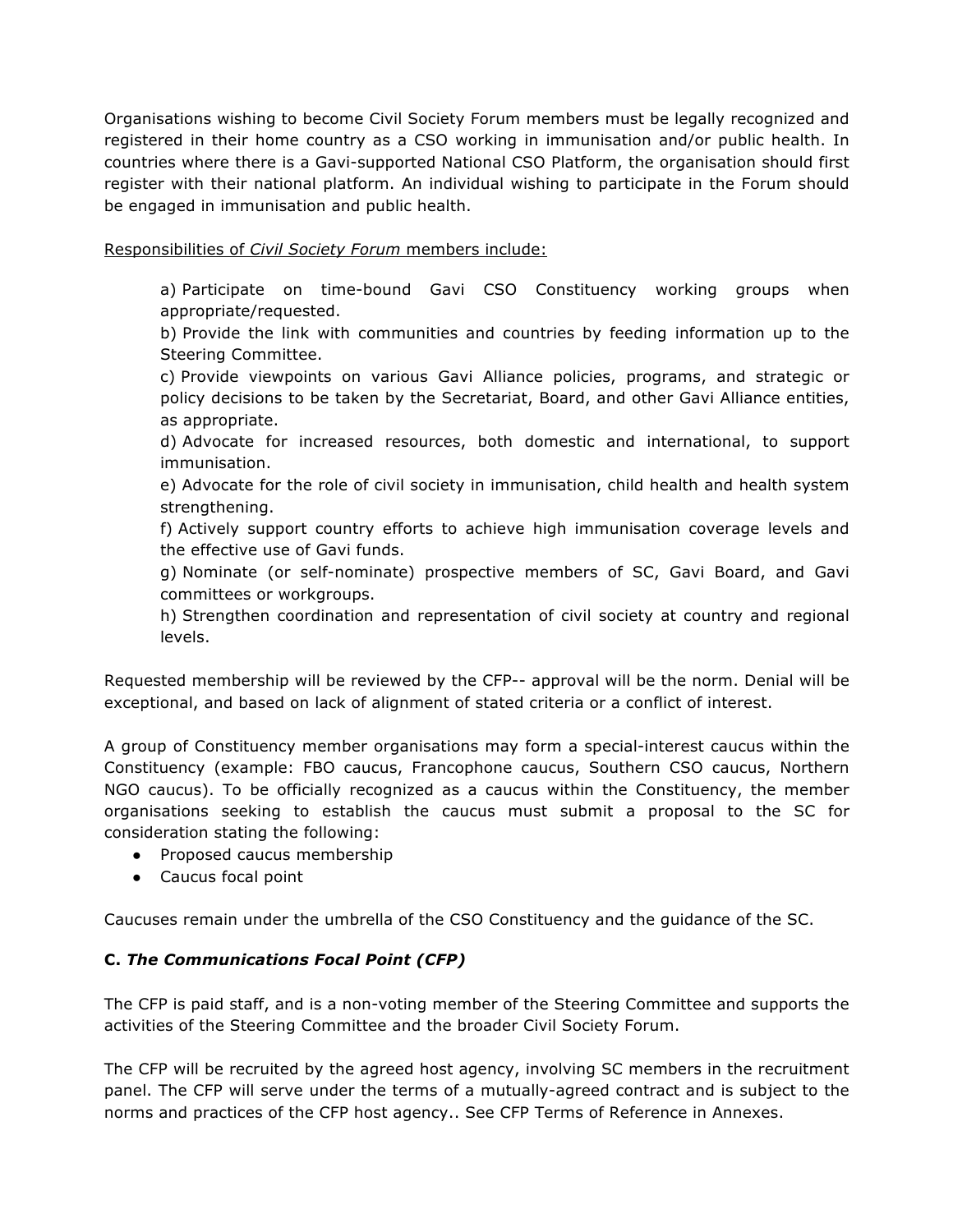Organisations wishing to become Civil Society Forum members must be legally recognized and registered in their home country as a CSO working in immunisation and/or public health. In countries where there is a Gavi-supported National CSO Platform, the organisation should first register with their national platform. An individual wishing to participate in the Forum should be engaged in immunisation and public health.

Responsibilities of *Civil Society Forum* members include:

a) Participate on time-bound Gavi CSO Constituency working groups when appropriate/requested.
b) Provide the link with communities and countries by feeding information up to the Steering Committee.
c) Provide viewpoints on various Gavi Alliance policies, programs, and strategic or policy decisions to be taken by the Secretariat, Board, and other Gavi Alliance entities, as appropriate.
d) Advocate for increased resources, both domestic and international, to support immunisation.
e) Advocate for the role of civil society in immunisation, child health and health system strengthening.
f) Actively support country efforts to achieve high immunisation coverage levels and the effective use of Gavi funds.
g) Nominate (or self-nominate) prospective members of SC, Gavi Board, and Gavi committees or workgroups.
h) Strengthen coordination and representation of civil society at country and regional levels.

Requested membership will be reviewed by the CFP-- approval will be the norm. Denial will be exceptional, and based on lack of alignment of stated criteria or a conflict of interest.

A group of Constituency member organisations may form a special-interest caucus within the Constituency (example: FBO caucus, Francophone caucus, Southern CSO caucus, Northern NGO caucus). To be officially recognized as a caucus within the Constituency, the member organisations seeking to establish the caucus must submit a proposal to the SC for consideration stating the following:

- Proposed caucus membership
- Caucus focal point

Caucuses remain under the umbrella of the CSO Constituency and the guidance of the SC.

### C. *The Communications Focal Point (CFP)*

The CFP is paid staff, and is a non-voting member of the Steering Committee and supports the activities of the Steering Committee and the broader Civil Society Forum.

The CFP will be recruited by the agreed host agency, involving SC members in the recruitment panel. The CFP will serve under the terms of a mutually-agreed contract and is subject to the norms and practices of the CFP host agency.. See CFP Terms of Reference in Annexes.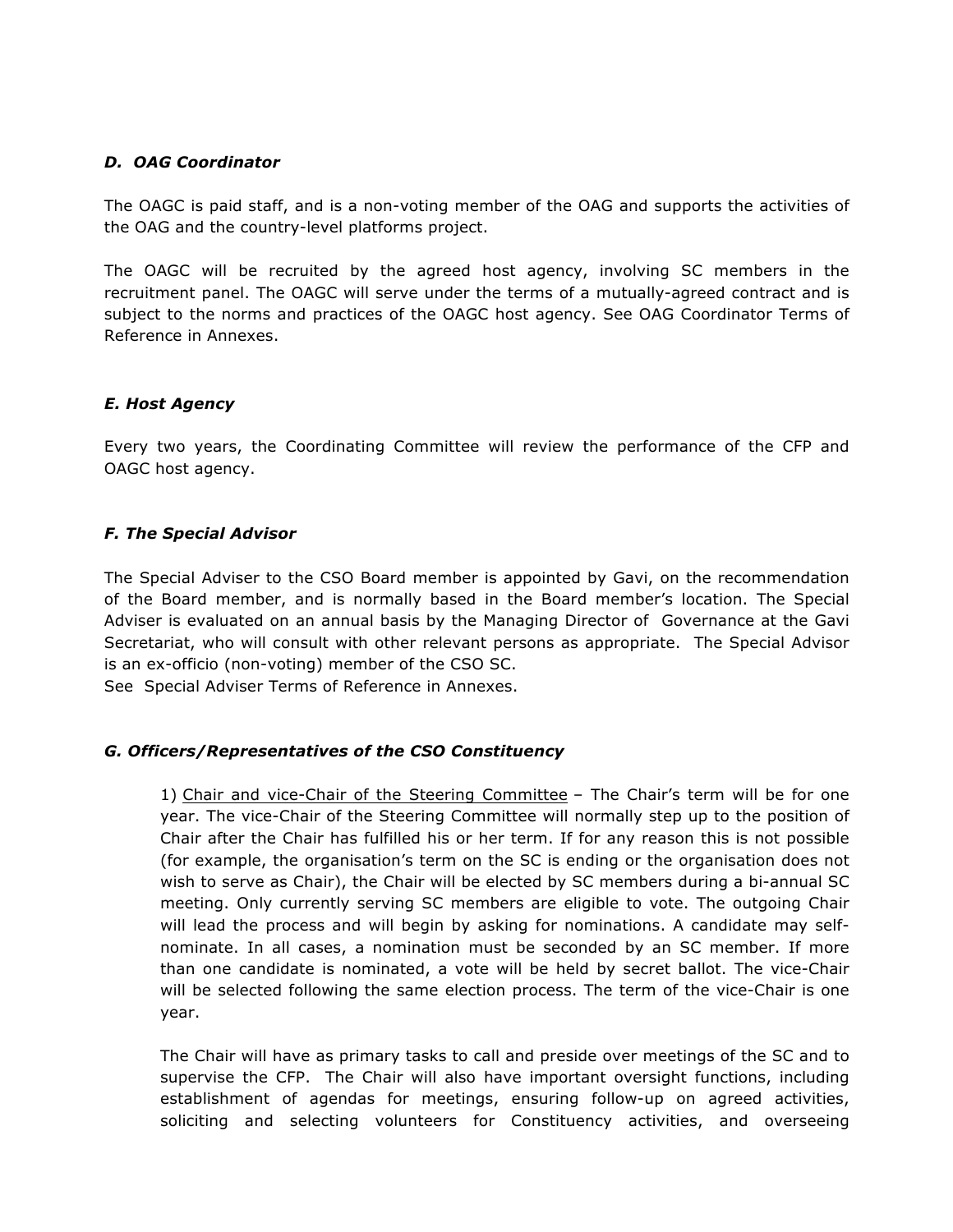### *D. OAG Coordinator*

The OAGC is paid staff, and is a non-voting member of the OAG and supports the activities of the OAG and the country-level platforms project.

The OAGC will be recruited by the agreed host agency, involving SC members in the recruitment panel. The OAGC will serve under the terms of a mutually-agreed contract and is subject to the norms and practices of the OAGC host agency. See OAG Coordinator Terms of Reference in Annexes.

### *E. Host Agency*

Every two years, the Coordinating Committee will review the performance of the CFP and OAGC host agency.

### *F. The Special Advisor*

The Special Adviser to the CSO Board member is appointed by Gavi, on the recommendation of the Board member, and is normally based in the Board member's location. The Special Adviser is evaluated on an annual basis by the Managing Director of Governance at the Gavi Secretariat, who will consult with other relevant persons as appropriate. The Special Advisor is an ex-officio (non-voting) member of the CSO SC.
See Special Adviser Terms of Reference in Annexes.

### *G. Officers/Representatives of the CSO Constituency*

1) <u>Chair and vice-Chair of the Steering Committee</u> – The Chair's term will be for one year. The vice-Chair of the Steering Committee will normally step up to the position of Chair after the Chair has fulfilled his or her term. If for any reason this is not possible (for example, the organisation's term on the SC is ending or the organisation does not wish to serve as Chair), the Chair will be elected by SC members during a bi-annual SC meeting. Only currently serving SC members are eligible to vote. The outgoing Chair will lead the process and will begin by asking for nominations. A candidate may self-nominate. In all cases, a nomination must be seconded by an SC member. If more than one candidate is nominated, a vote will be held by secret ballot. The vice-Chair will be selected following the same election process. The term of the vice-Chair is one year.

The Chair will have as primary tasks to call and preside over meetings of the SC and to supervise the CFP. The Chair will also have important oversight functions, including establishment of agendas for meetings, ensuring follow-up on agreed activities, soliciting and selecting volunteers for Constituency activities, and overseeing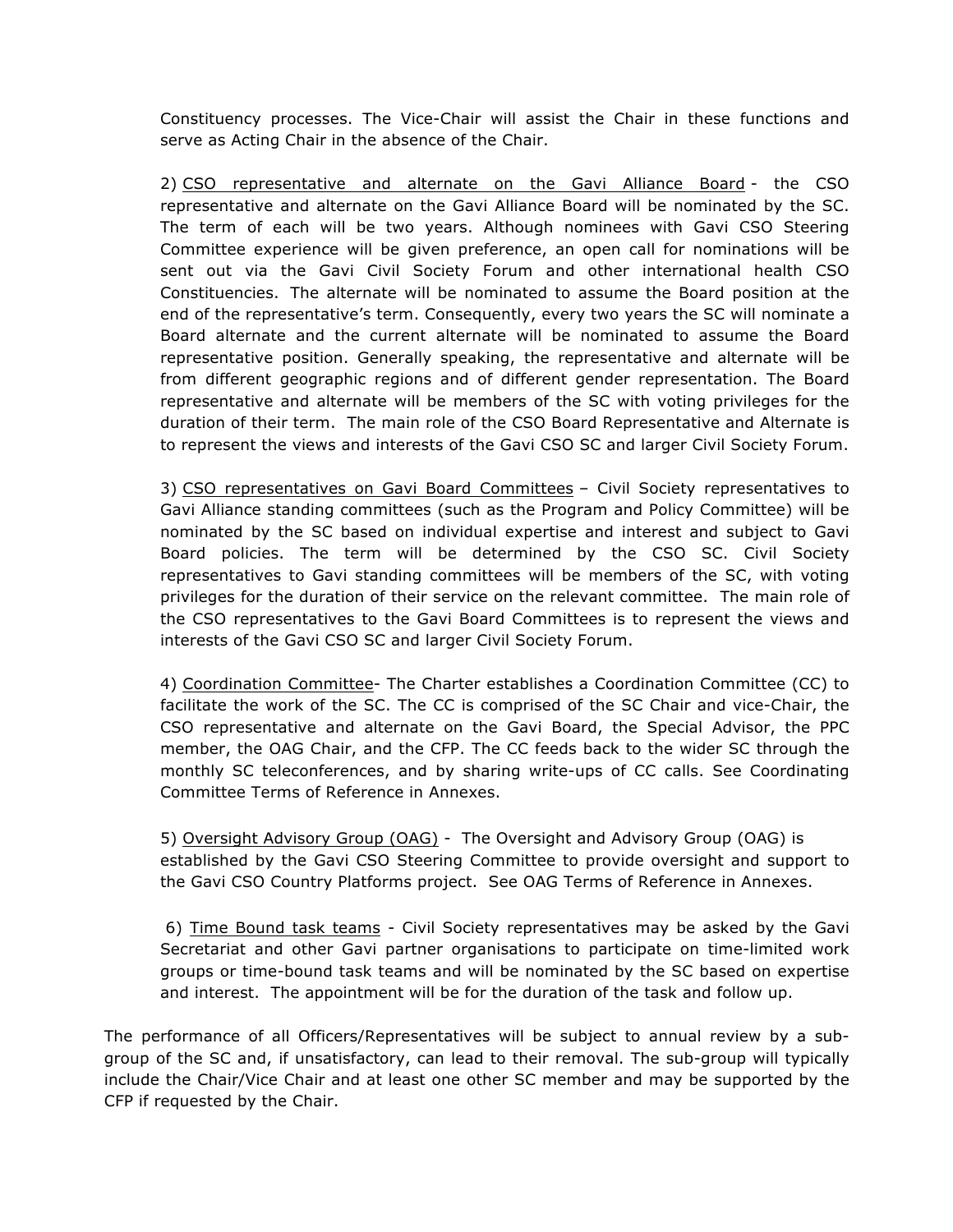Constituency processes. The Vice-Chair will assist the Chair in these functions and serve as Acting Chair in the absence of the Chair.

2) <u>CSO representative and alternate on the Gavi Alliance Board</u> - the CSO representative and alternate on the Gavi Alliance Board will be nominated by the SC. The term of each will be two years. Although nominees with Gavi CSO Steering Committee experience will be given preference, an open call for nominations will be sent out via the Gavi Civil Society Forum and other international health CSO Constituencies. The alternate will be nominated to assume the Board position at the end of the representative's term. Consequently, every two years the SC will nominate a Board alternate and the current alternate will be nominated to assume the Board representative position. Generally speaking, the representative and alternate will be from different geographic regions and of different gender representation. The Board representative and alternate will be members of the SC with voting privileges for the duration of their term. The main role of the CSO Board Representative and Alternate is to represent the views and interests of the Gavi CSO SC and larger Civil Society Forum.

3) <u>CSO representatives on Gavi Board Committees</u> – Civil Society representatives to Gavi Alliance standing committees (such as the Program and Policy Committee) will be nominated by the SC based on individual expertise and interest and subject to Gavi Board policies. The term will be determined by the CSO SC. Civil Society representatives to Gavi standing committees will be members of the SC, with voting privileges for the duration of their service on the relevant committee. The main role of the CSO representatives to the Gavi Board Committees is to represent the views and interests of the Gavi CSO SC and larger Civil Society Forum.

4) <u>Coordination Committee</u>- The Charter establishes a Coordination Committee (CC) to facilitate the work of the SC. The CC is comprised of the SC Chair and vice-Chair, the CSO representative and alternate on the Gavi Board, the Special Advisor, the PPC member, the OAG Chair, and the CFP. The CC feeds back to the wider SC through the monthly SC teleconferences, and by sharing write-ups of CC calls. See Coordinating Committee Terms of Reference in Annexes.

5) <u>Oversight Advisory Group (OAG)</u> - The Oversight and Advisory Group (OAG) is established by the Gavi CSO Steering Committee to provide oversight and support to the Gavi CSO Country Platforms project. See OAG Terms of Reference in Annexes.

6) <u>Time Bound task teams</u> - Civil Society representatives may be asked by the Gavi Secretariat and other Gavi partner organisations to participate on time-limited work groups or time-bound task teams and will be nominated by the SC based on expertise and interest. The appointment will be for the duration of the task and follow up.

The performance of all Officers/Representatives will be subject to annual review by a sub-group of the SC and, if unsatisfactory, can lead to their removal. The sub-group will typically include the Chair/Vice Chair and at least one other SC member and may be supported by the CFP if requested by the Chair.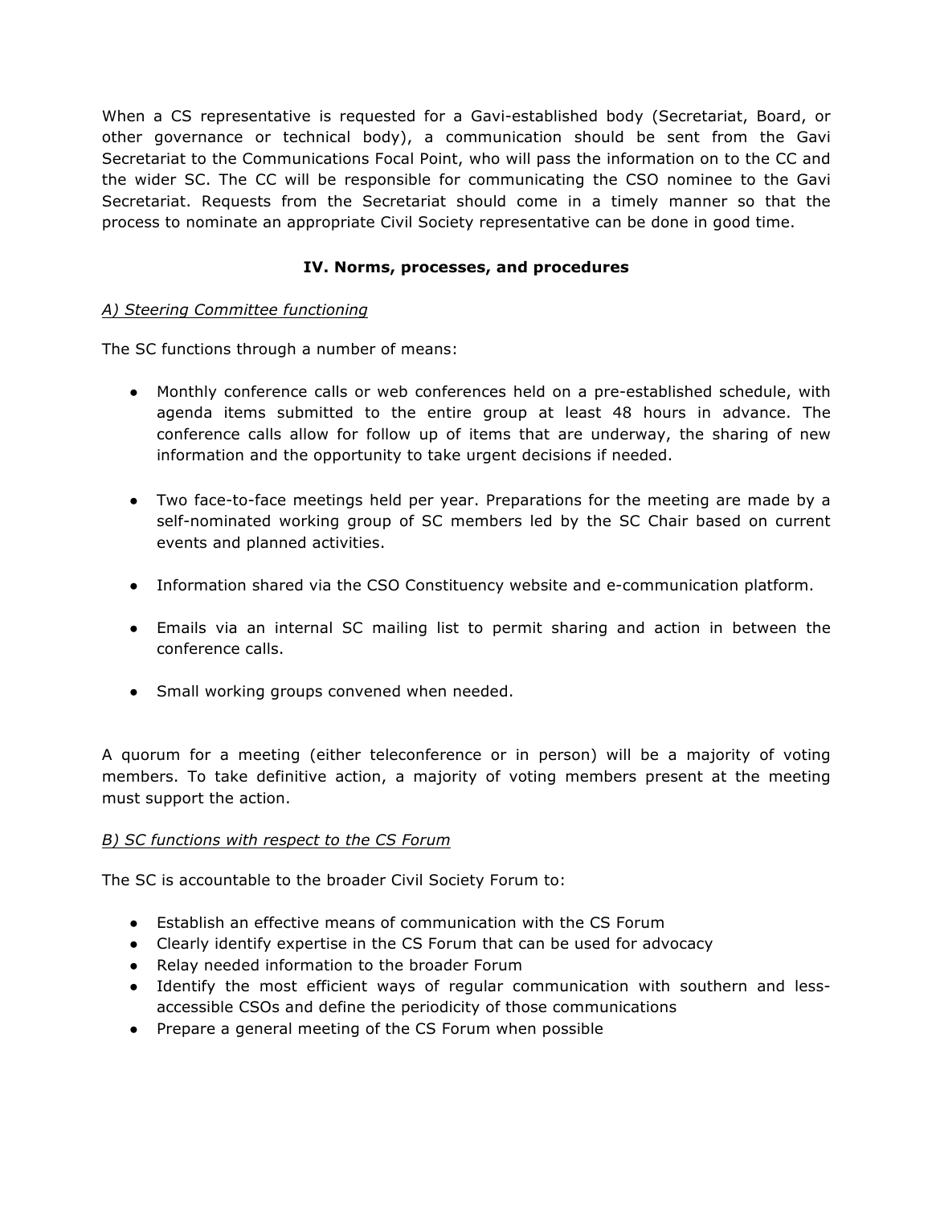When a CS representative is requested for a Gavi-established body (Secretariat, Board, or other governance or technical body), a communication should be sent from the Gavi Secretariat to the Communications Focal Point, who will pass the information on to the CC and the wider SC. The CC will be responsible for communicating the CSO nominee to the Gavi Secretariat. Requests from the Secretariat should come in a timely manner so that the process to nominate an appropriate Civil Society representative can be done in good time.

## IV. Norms, processes, and procedures

### *A) Steering Committee functioning*

The SC functions through a number of means:

- Monthly conference calls or web conferences held on a pre-established schedule, with agenda items submitted to the entire group at least 48 hours in advance. The conference calls allow for follow up of items that are underway, the sharing of new information and the opportunity to take urgent decisions if needed.

- Two face-to-face meetings held per year. Preparations for the meeting are made by a self-nominated working group of SC members led by the SC Chair based on current events and planned activities.

- Information shared via the CSO Constituency website and e-communication platform.

- Emails via an internal SC mailing list to permit sharing and action in between the conference calls.

- Small working groups convened when needed.

A quorum for a meeting (either teleconference or in person) will be a majority of voting members. To take definitive action, a majority of voting members present at the meeting must support the action.

### *B) SC functions with respect to the CS Forum*

The SC is accountable to the broader Civil Society Forum to:

- Establish an effective means of communication with the CS Forum
- Clearly identify expertise in the CS Forum that can be used for advocacy
- Relay needed information to the broader Forum
- Identify the most efficient ways of regular communication with southern and less-accessible CSOs and define the periodicity of those communications
- Prepare a general meeting of the CS Forum when possible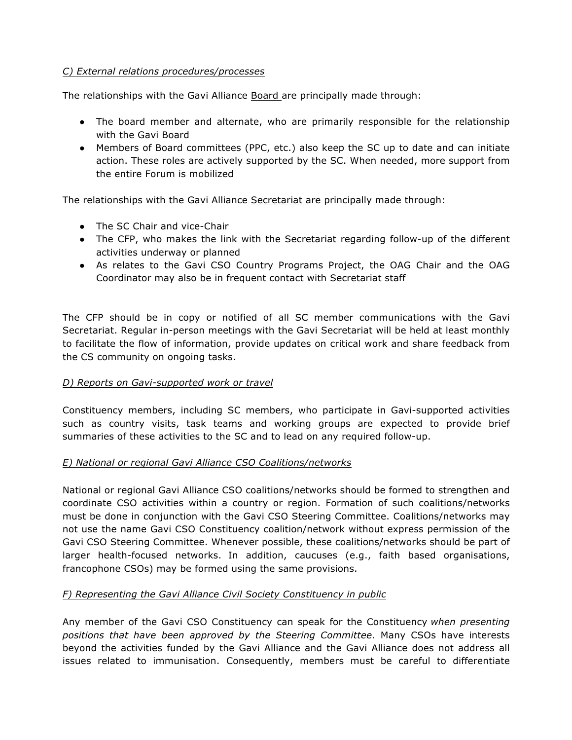*C) External relations procedures/processes*

The relationships with the Gavi Alliance Board are principally made through:

- The board member and alternate, who are primarily responsible for the relationship with the Gavi Board
- Members of Board committees (PPC, etc.) also keep the SC up to date and can initiate action. These roles are actively supported by the SC. When needed, more support from the entire Forum is mobilized

The relationships with the Gavi Alliance Secretariat are principally made through:

- The SC Chair and vice-Chair
- The CFP, who makes the link with the Secretariat regarding follow-up of the different activities underway or planned
- As relates to the Gavi CSO Country Programs Project, the OAG Chair and the OAG Coordinator may also be in frequent contact with Secretariat staff

The CFP should be in copy or notified of all SC member communications with the Gavi Secretariat. Regular in-person meetings with the Gavi Secretariat will be held at least monthly to facilitate the flow of information, provide updates on critical work and share feedback from the CS community on ongoing tasks.

*D) Reports on Gavi-supported work or travel*

Constituency members, including SC members, who participate in Gavi-supported activities such as country visits, task teams and working groups are expected to provide brief summaries of these activities to the SC and to lead on any required follow-up.

*E) National or regional Gavi Alliance CSO Coalitions/networks*

National or regional Gavi Alliance CSO coalitions/networks should be formed to strengthen and coordinate CSO activities within a country or region. Formation of such coalitions/networks must be done in conjunction with the Gavi CSO Steering Committee. Coalitions/networks may not use the name Gavi CSO Constituency coalition/network without express permission of the Gavi CSO Steering Committee. Whenever possible, these coalitions/networks should be part of larger health-focused networks. In addition, caucuses (e.g., faith based organisations, francophone CSOs) may be formed using the same provisions.

*F) Representing the Gavi Alliance Civil Society Constituency in public*

Any member of the Gavi CSO Constituency can speak for the Constituency *when presenting positions that have been approved by the Steering Committee*. Many CSOs have interests beyond the activities funded by the Gavi Alliance and the Gavi Alliance does not address all issues related to immunisation. Consequently, members must be careful to differentiate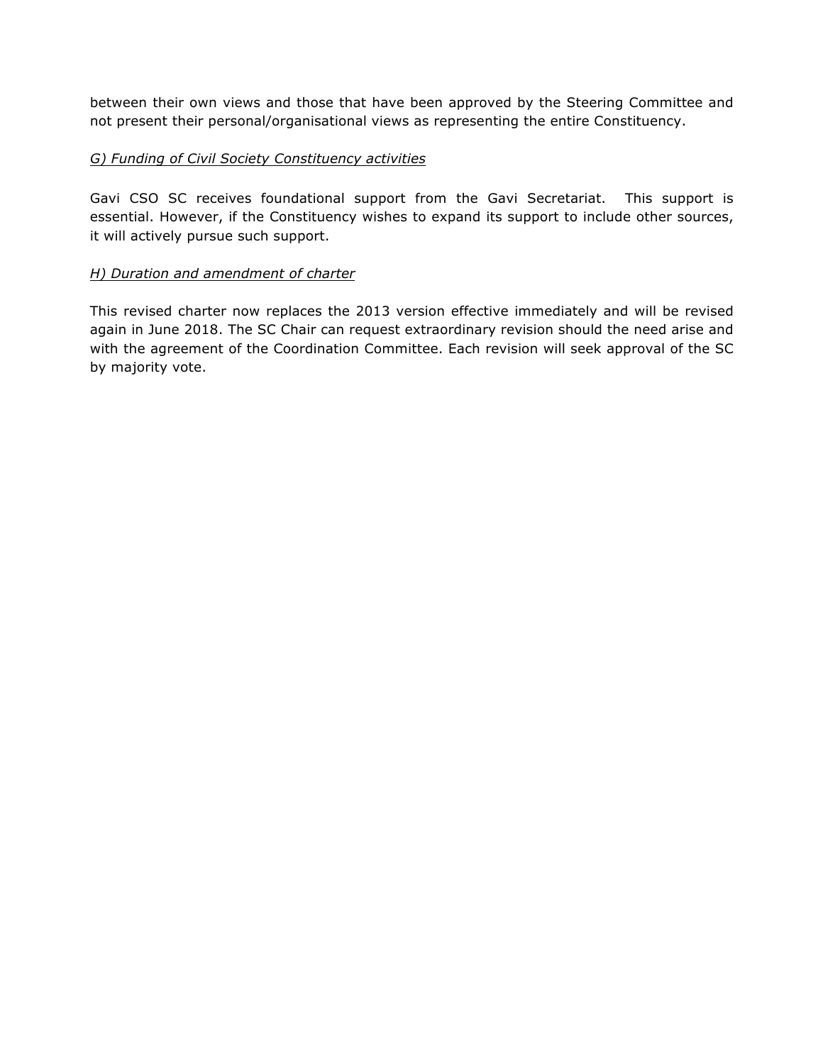between their own views and those that have been approved by the Steering Committee and not present their personal/organisational views as representing the entire Constituency.

*G) Funding of Civil Society Constituency activities*

Gavi CSO SC receives foundational support from the Gavi Secretariat. This support is essential. However, if the Constituency wishes to expand its support to include other sources, it will actively pursue such support.

*H) Duration and amendment of charter*

This revised charter now replaces the 2013 version effective immediately and will be revised again in June 2018. The SC Chair can request extraordinary revision should the need arise and with the agreement of the Coordination Committee. Each revision will seek approval of the SC by majority vote.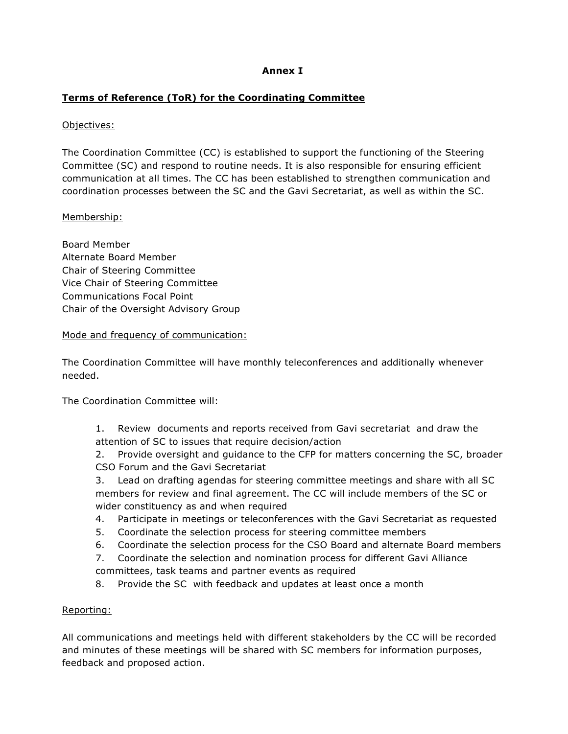**Annex I**

**Terms of Reference (ToR) for the Coordinating Committee**

Objectives:

The Coordination Committee (CC) is established to support the functioning of the Steering Committee (SC) and respond to routine needs. It is also responsible for ensuring efficient communication at all times. The CC has been established to strengthen communication and coordination processes between the SC and the Gavi Secretariat, as well as within the SC.

Membership:

Board Member
Alternate Board Member
Chair of Steering Committee
Vice Chair of Steering Committee
Communications Focal Point
Chair of the Oversight Advisory Group

Mode and frequency of communication:

The Coordination Committee will have monthly teleconferences and additionally whenever needed.

The Coordination Committee will:

1. Review documents and reports received from Gavi secretariat and draw the attention of SC to issues that require decision/action
2. Provide oversight and guidance to the CFP for matters concerning the SC, broader CSO Forum and the Gavi Secretariat
3. Lead on drafting agendas for steering committee meetings and share with all SC members for review and final agreement. The CC will include members of the SC or wider constituency as and when required
4. Participate in meetings or teleconferences with the Gavi Secretariat as requested
5. Coordinate the selection process for steering committee members
6. Coordinate the selection process for the CSO Board and alternate Board members
7. Coordinate the selection and nomination process for different Gavi Alliance committees, task teams and partner events as required
8. Provide the SC with feedback and updates at least once a month

Reporting:

All communications and meetings held with different stakeholders by the CC will be recorded and minutes of these meetings will be shared with SC members for information purposes, feedback and proposed action.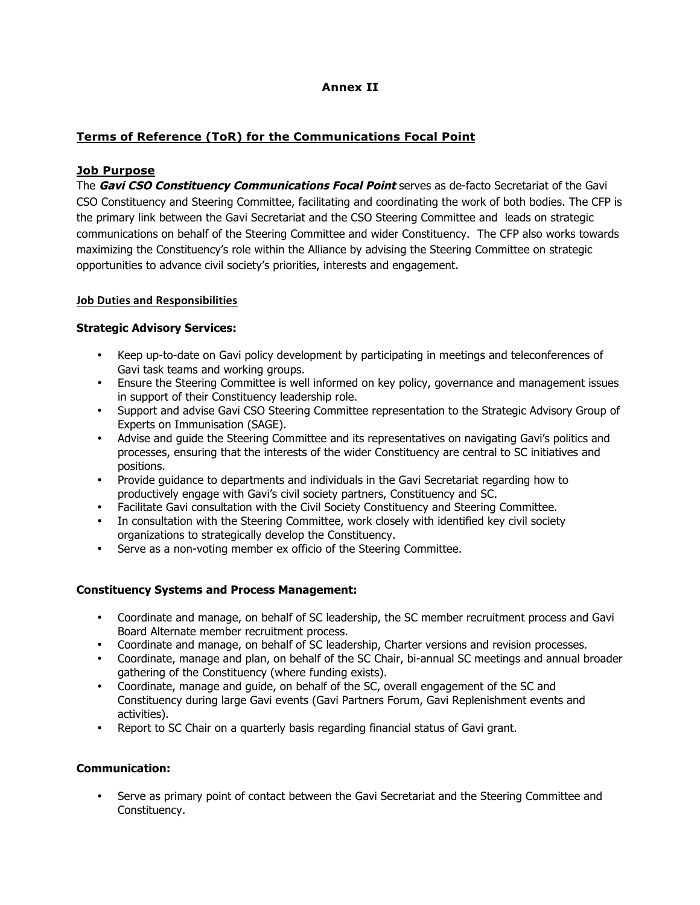**Annex II**

## Terms of Reference (ToR) for the Communications Focal Point

### Job Purpose

The ***Gavi CSO Constituency Communications Focal Point*** serves as de-facto Secretariat of the Gavi CSO Constituency and Steering Committee, facilitating and coordinating the work of both bodies. The CFP is the primary link between the Gavi Secretariat and the CSO Steering Committee and leads on strategic communications on behalf of the Steering Committee and wider Constituency. The CFP also works towards maximizing the Constituency's role within the Alliance by advising the Steering Committee on strategic opportunities to advance civil society's priorities, interests and engagement.

### Job Duties and Responsibilities

**Strategic Advisory Services:**

- Keep up-to-date on Gavi policy development by participating in meetings and teleconferences of Gavi task teams and working groups.
- Ensure the Steering Committee is well informed on key policy, governance and management issues in support of their Constituency leadership role.
- Support and advise Gavi CSO Steering Committee representation to the Strategic Advisory Group of Experts on Immunisation (SAGE).
- Advise and guide the Steering Committee and its representatives on navigating Gavi's politics and processes, ensuring that the interests of the wider Constituency are central to SC initiatives and positions.
- Provide guidance to departments and individuals in the Gavi Secretariat regarding how to productively engage with Gavi's civil society partners, Constituency and SC.
- Facilitate Gavi consultation with the Civil Society Constituency and Steering Committee.
- In consultation with the Steering Committee, work closely with identified key civil society organizations to strategically develop the Constituency.
- Serve as a non-voting member ex officio of the Steering Committee.

**Constituency Systems and Process Management:**

- Coordinate and manage, on behalf of SC leadership, the SC member recruitment process and Gavi Board Alternate member recruitment process.
- Coordinate and manage, on behalf of SC leadership, Charter versions and revision processes.
- Coordinate, manage and plan, on behalf of the SC Chair, bi-annual SC meetings and annual broader gathering of the Constituency (where funding exists).
- Coordinate, manage and guide, on behalf of the SC, overall engagement of the SC and Constituency during large Gavi events (Gavi Partners Forum, Gavi Replenishment events and activities).
- Report to SC Chair on a quarterly basis regarding financial status of Gavi grant.

**Communication:**

- Serve as primary point of contact between the Gavi Secretariat and the Steering Committee and Constituency.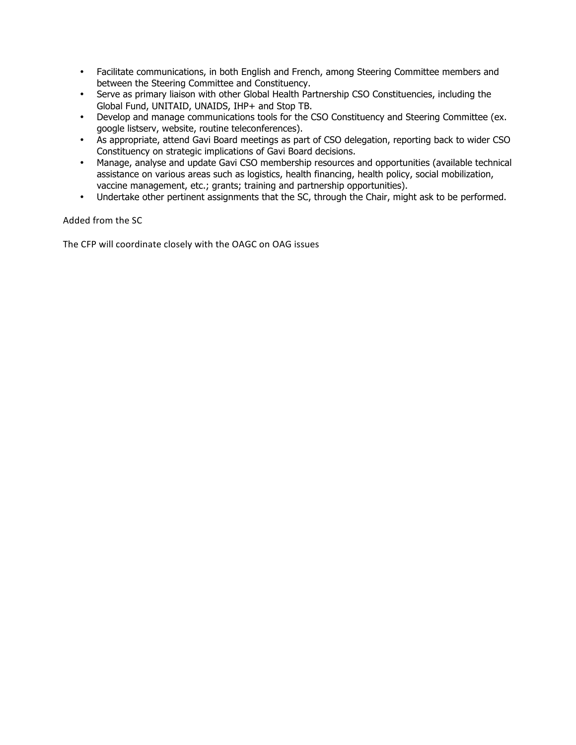- Facilitate communications, in both English and French, among Steering Committee members and between the Steering Committee and Constituency.
- Serve as primary liaison with other Global Health Partnership CSO Constituencies, including the Global Fund, UNITAID, UNAIDS, IHP+ and Stop TB.
- Develop and manage communications tools for the CSO Constituency and Steering Committee (ex. google listserv, website, routine teleconferences).
- As appropriate, attend Gavi Board meetings as part of CSO delegation, reporting back to wider CSO Constituency on strategic implications of Gavi Board decisions.
- Manage, analyse and update Gavi CSO membership resources and opportunities (available technical assistance on various areas such as logistics, health financing, health policy, social mobilization, vaccine management, etc.; grants; training and partnership opportunities).
- Undertake other pertinent assignments that the SC, through the Chair, might ask to be performed.

Added from the SC

The CFP will coordinate closely with the OAGC on OAG issues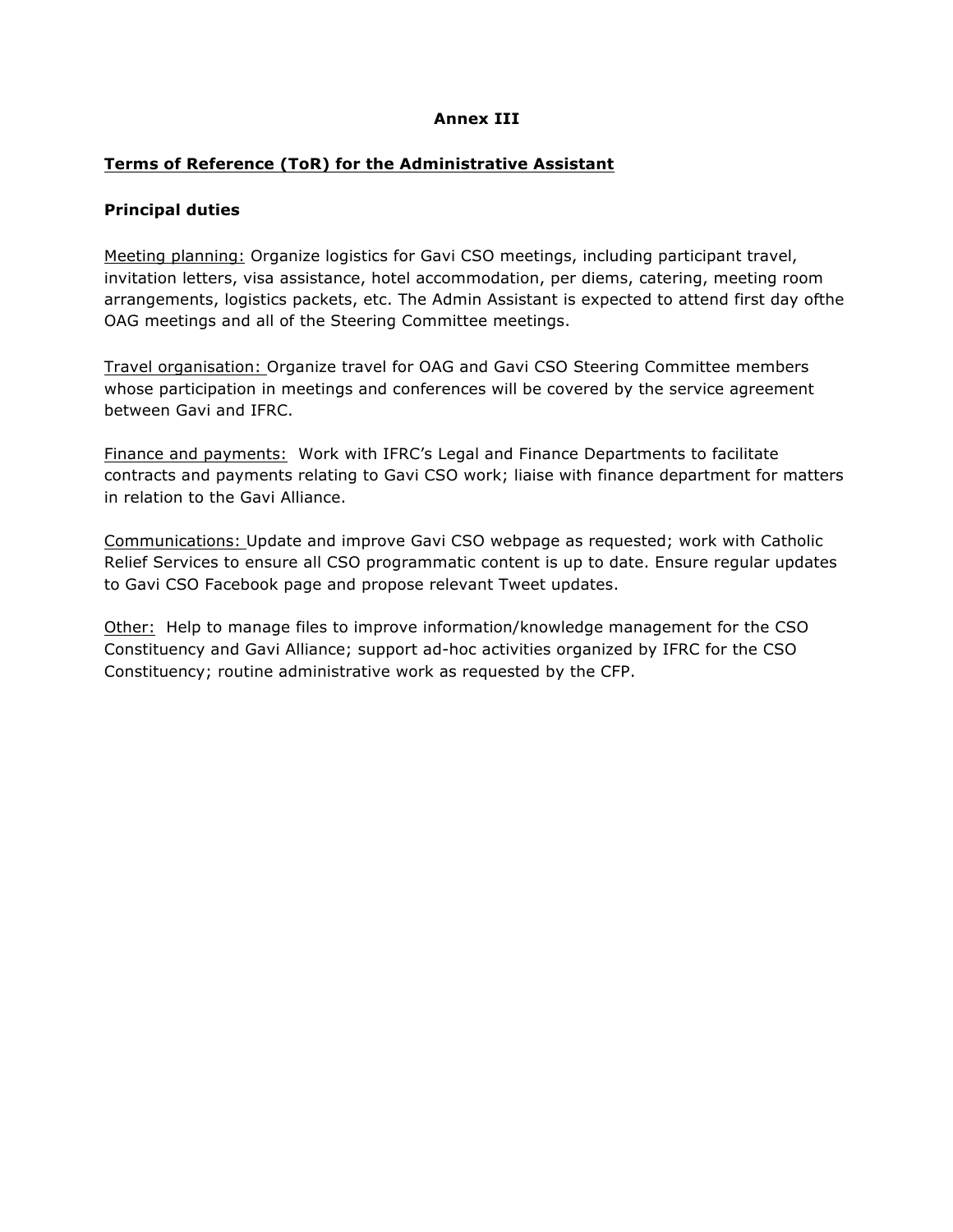**Annex III**

**Terms of Reference (ToR) for the Administrative Assistant**

**Principal duties**

Meeting planning: Organize logistics for Gavi CSO meetings, including participant travel, invitation letters, visa assistance, hotel accommodation, per diems, catering, meeting room arrangements, logistics packets, etc. The Admin Assistant is expected to attend first day ofthe OAG meetings and all of the Steering Committee meetings.

Travel organisation: Organize travel for OAG and Gavi CSO Steering Committee members whose participation in meetings and conferences will be covered by the service agreement between Gavi and IFRC.

Finance and payments: Work with IFRC's Legal and Finance Departments to facilitate contracts and payments relating to Gavi CSO work; liaise with finance department for matters in relation to the Gavi Alliance.

Communications: Update and improve Gavi CSO webpage as requested; work with Catholic Relief Services to ensure all CSO programmatic content is up to date. Ensure regular updates to Gavi CSO Facebook page and propose relevant Tweet updates.

Other: Help to manage files to improve information/knowledge management for the CSO Constituency and Gavi Alliance; support ad-hoc activities organized by IFRC for the CSO Constituency; routine administrative work as requested by the CFP.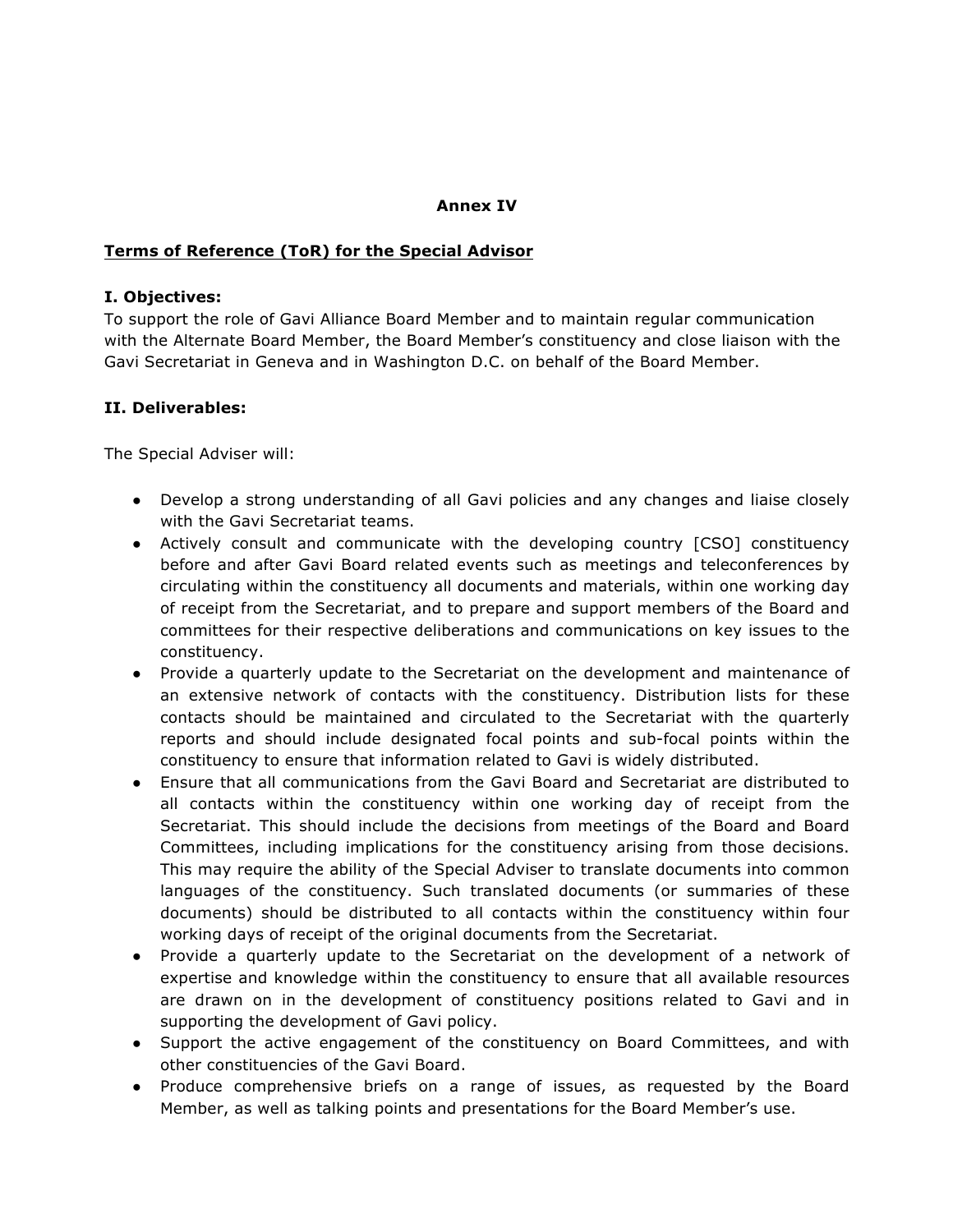**Annex IV**

**Terms of Reference (ToR) for the Special Advisor**

**I. Objectives:**

To support the role of Gavi Alliance Board Member and to maintain regular communication with the Alternate Board Member, the Board Member's constituency and close liaison with the Gavi Secretariat in Geneva and in Washington D.C. on behalf of the Board Member.

**II. Deliverables:**

The Special Adviser will:

- Develop a strong understanding of all Gavi policies and any changes and liaise closely with the Gavi Secretariat teams.
- Actively consult and communicate with the developing country [CSO] constituency before and after Gavi Board related events such as meetings and teleconferences by circulating within the constituency all documents and materials, within one working day of receipt from the Secretariat, and to prepare and support members of the Board and committees for their respective deliberations and communications on key issues to the constituency.
- Provide a quarterly update to the Secretariat on the development and maintenance of an extensive network of contacts with the constituency. Distribution lists for these contacts should be maintained and circulated to the Secretariat with the quarterly reports and should include designated focal points and sub-focal points within the constituency to ensure that information related to Gavi is widely distributed.
- Ensure that all communications from the Gavi Board and Secretariat are distributed to all contacts within the constituency within one working day of receipt from the Secretariat. This should include the decisions from meetings of the Board and Board Committees, including implications for the constituency arising from those decisions. This may require the ability of the Special Adviser to translate documents into common languages of the constituency. Such translated documents (or summaries of these documents) should be distributed to all contacts within the constituency within four working days of receipt of the original documents from the Secretariat.
- Provide a quarterly update to the Secretariat on the development of a network of expertise and knowledge within the constituency to ensure that all available resources are drawn on in the development of constituency positions related to Gavi and in supporting the development of Gavi policy.
- Support the active engagement of the constituency on Board Committees, and with other constituencies of the Gavi Board.
- Produce comprehensive briefs on a range of issues, as requested by the Board Member, as well as talking points and presentations for the Board Member's use.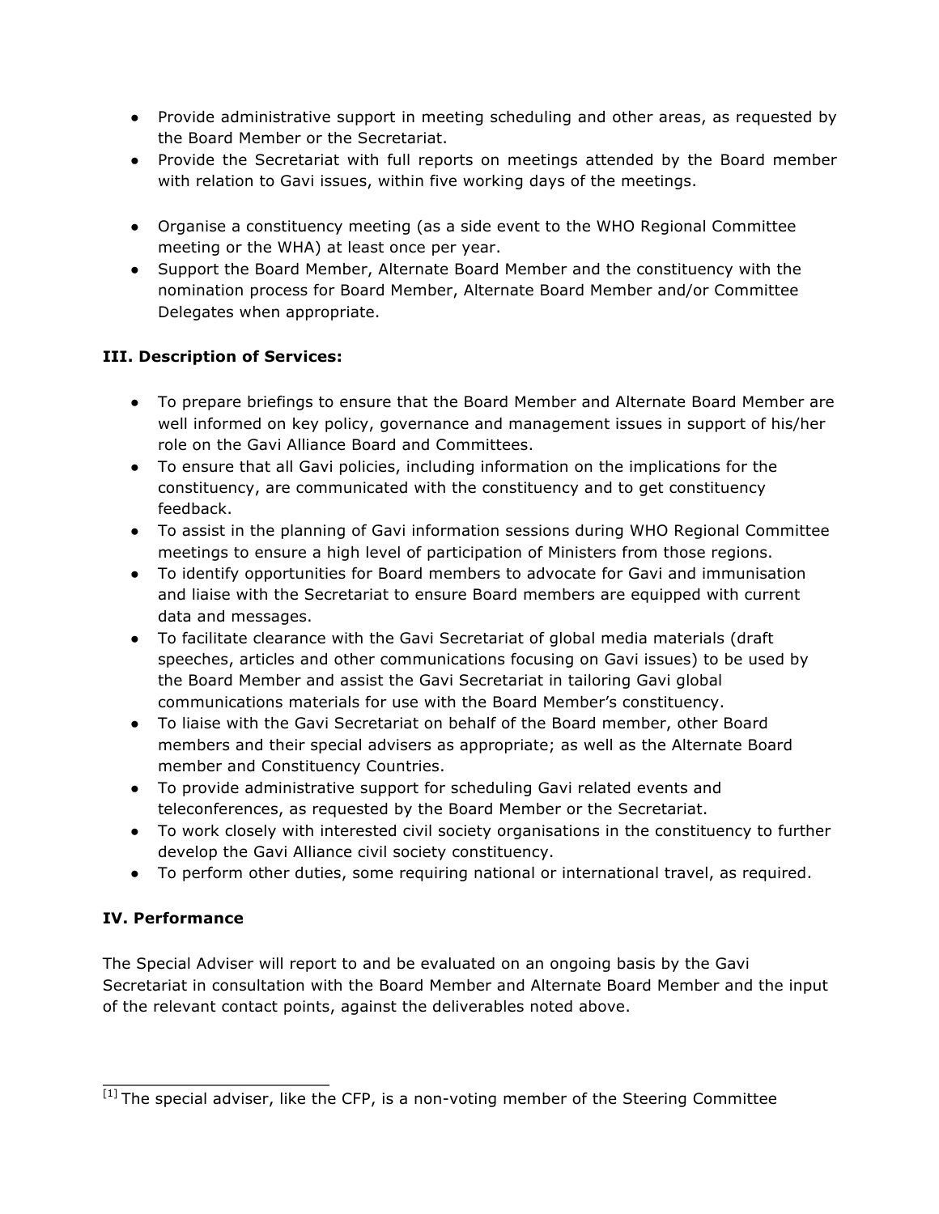- Provide administrative support in meeting scheduling and other areas, as requested by the Board Member or the Secretariat.
- Provide the Secretariat with full reports on meetings attended by the Board member with relation to Gavi issues, within five working days of the meetings.

- Organise a constituency meeting (as a side event to the WHO Regional Committee meeting or the WHA) at least once per year.
- Support the Board Member, Alternate Board Member and the constituency with the nomination process for Board Member, Alternate Board Member and/or Committee Delegates when appropriate.

### III. Description of Services:

- To prepare briefings to ensure that the Board Member and Alternate Board Member are well informed on key policy, governance and management issues in support of his/her role on the Gavi Alliance Board and Committees.
- To ensure that all Gavi policies, including information on the implications for the constituency, are communicated with the constituency and to get constituency feedback.
- To assist in the planning of Gavi information sessions during WHO Regional Committee meetings to ensure a high level of participation of Ministers from those regions.
- To identify opportunities for Board members to advocate for Gavi and immunisation and liaise with the Secretariat to ensure Board members are equipped with current data and messages.
- To facilitate clearance with the Gavi Secretariat of global media materials (draft speeches, articles and other communications focusing on Gavi issues) to be used by the Board Member and assist the Gavi Secretariat in tailoring Gavi global communications materials for use with the Board Member's constituency.
- To liaise with the Gavi Secretariat on behalf of the Board member, other Board members and their special advisers as appropriate; as well as the Alternate Board member and Constituency Countries.
- To provide administrative support for scheduling Gavi related events and teleconferences, as requested by the Board Member or the Secretariat.
- To work closely with interested civil society organisations in the constituency to further develop the Gavi Alliance civil society constituency.
- To perform other duties, some requiring national or international travel, as required.

### IV. Performance

The Special Adviser will report to and be evaluated on an ongoing basis by the Gavi Secretariat in consultation with the Board Member and Alternate Board Member and the input of the relevant contact points, against the deliverables noted above.

---

[1] The special adviser, like the CFP, is a non-voting member of the Steering Committee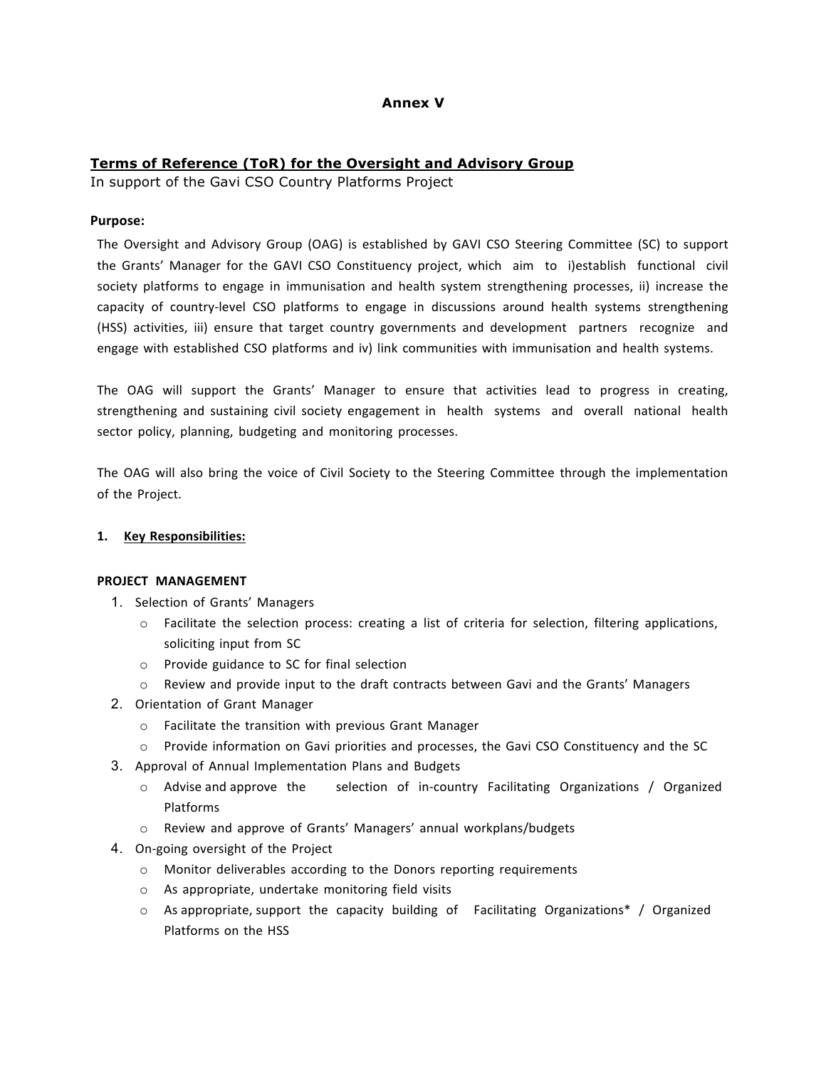# Annex V

## Terms of Reference (ToR) for the Oversight and Advisory Group

In support of the Gavi CSO Country Platforms Project

**Purpose:**

The Oversight and Advisory Group (OAG) is established by GAVI CSO Steering Committee (SC) to support the Grants' Manager for the GAVI CSO Constituency project, which aim to i)establish functional civil society platforms to engage in immunisation and health system strengthening processes, ii) increase the capacity of country-level CSO platforms to engage in discussions around health systems strengthening (HSS) activities, iii) ensure that target country governments and development partners recognize and engage with established CSO platforms and iv) link communities with immunisation and health systems.

The OAG will support the Grants' Manager to ensure that activities lead to progress in creating, strengthening and sustaining civil society engagement in health systems and overall national health sector policy, planning, budgeting and monitoring processes.

The OAG will also bring the voice of Civil Society to the Steering Committee through the implementation of the Project.

### 1. Key Responsibilities:

**PROJECT MANAGEMENT**

1. Selection of Grants' Managers
   - Facilitate the selection process: creating a list of criteria for selection, filtering applications, soliciting input from SC
   - Provide guidance to SC for final selection
   - Review and provide input to the draft contracts between Gavi and the Grants' Managers
2. Orientation of Grant Manager
   - Facilitate the transition with previous Grant Manager
   - Provide information on Gavi priorities and processes, the Gavi CSO Constituency and the SC
3. Approval of Annual Implementation Plans and Budgets
   - Advise and approve the selection of in-country Facilitating Organizations / Organized Platforms
   - Review and approve of Grants' Managers' annual workplans/budgets
4. On-going oversight of the Project
   - Monitor deliverables according to the Donors reporting requirements
   - As appropriate, undertake monitoring field visits
   - As appropriate, support the capacity building of Facilitating Organizations* / Organized Platforms on the HSS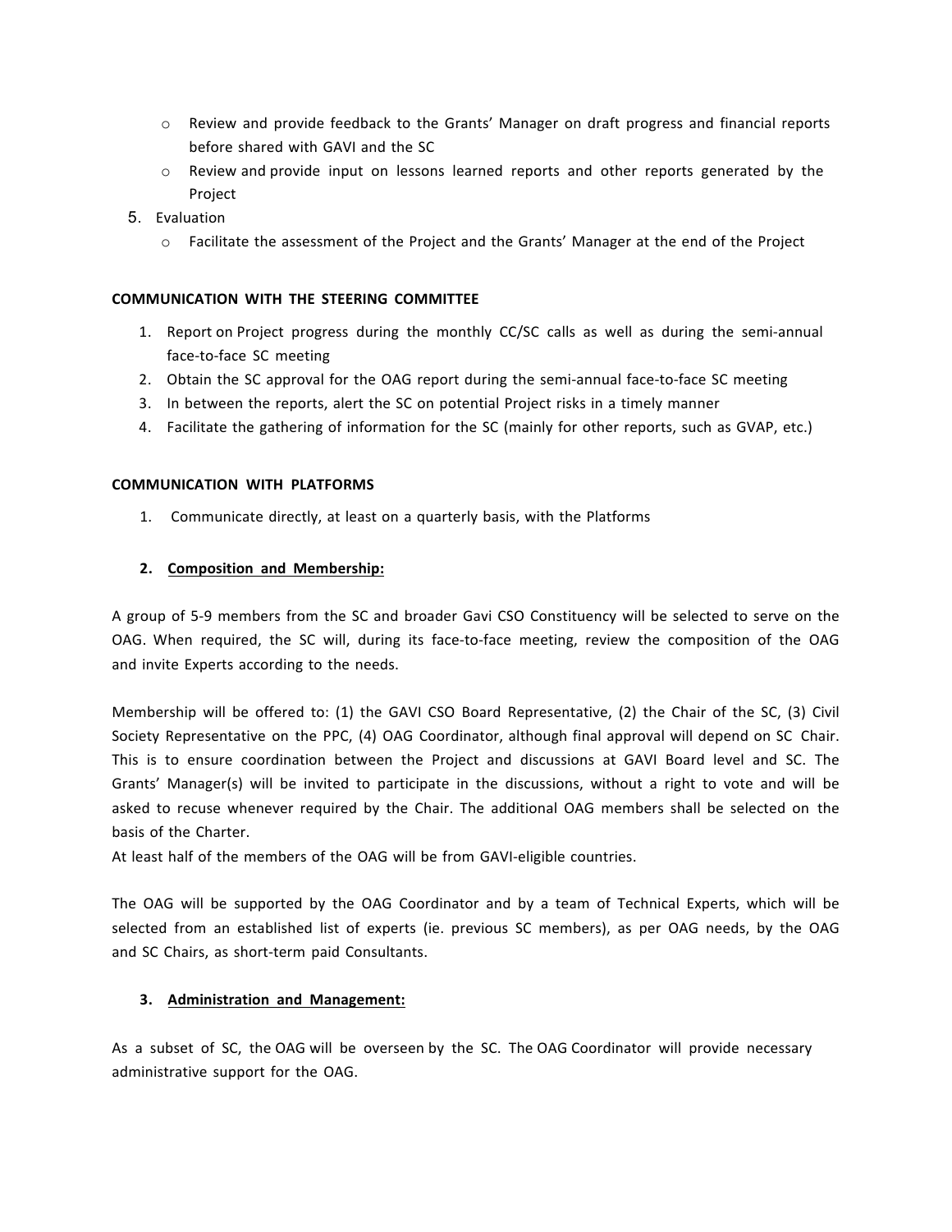- Review and provide feedback to the Grants' Manager on draft progress and financial reports before shared with GAVI and the SC
- Review and provide input on lessons learned reports and other reports generated by the Project

5. Evaluation
   - Facilitate the assessment of the Project and the Grants' Manager at the end of the Project

**COMMUNICATION WITH THE STEERING COMMITTEE**

1. Report on Project progress during the monthly CC/SC calls as well as during the semi-annual face-to-face SC meeting
2. Obtain the SC approval for the OAG report during the semi-annual face-to-face SC meeting
3. In between the reports, alert the SC on potential Project risks in a timely manner
4. Facilitate the gathering of information for the SC (mainly for other reports, such as GVAP, etc.)

**COMMUNICATION WITH PLATFORMS**

1. Communicate directly, at least on a quarterly basis, with the Platforms

**2. <u>Composition and Membership:</u>**

A group of 5-9 members from the SC and broader Gavi CSO Constituency will be selected to serve on the OAG. When required, the SC will, during its face-to-face meeting, review the composition of the OAG and invite Experts according to the needs.

Membership will be offered to: (1) the GAVI CSO Board Representative, (2) the Chair of the SC, (3) Civil Society Representative on the PPC, (4) OAG Coordinator, although final approval will depend on SC Chair. This is to ensure coordination between the Project and discussions at GAVI Board level and SC. The Grants' Manager(s) will be invited to participate in the discussions, without a right to vote and will be asked to recuse whenever required by the Chair. The additional OAG members shall be selected on the basis of the Charter.
At least half of the members of the OAG will be from GAVI-eligible countries.

The OAG will be supported by the OAG Coordinator and by a team of Technical Experts, which will be selected from an established list of experts (ie. previous SC members), as per OAG needs, by the OAG and SC Chairs, as short-term paid Consultants.

**3. <u>Administration and Management:</u>**

As a subset of SC, the OAG will be overseen by the SC. The OAG Coordinator will provide necessary administrative support for the OAG.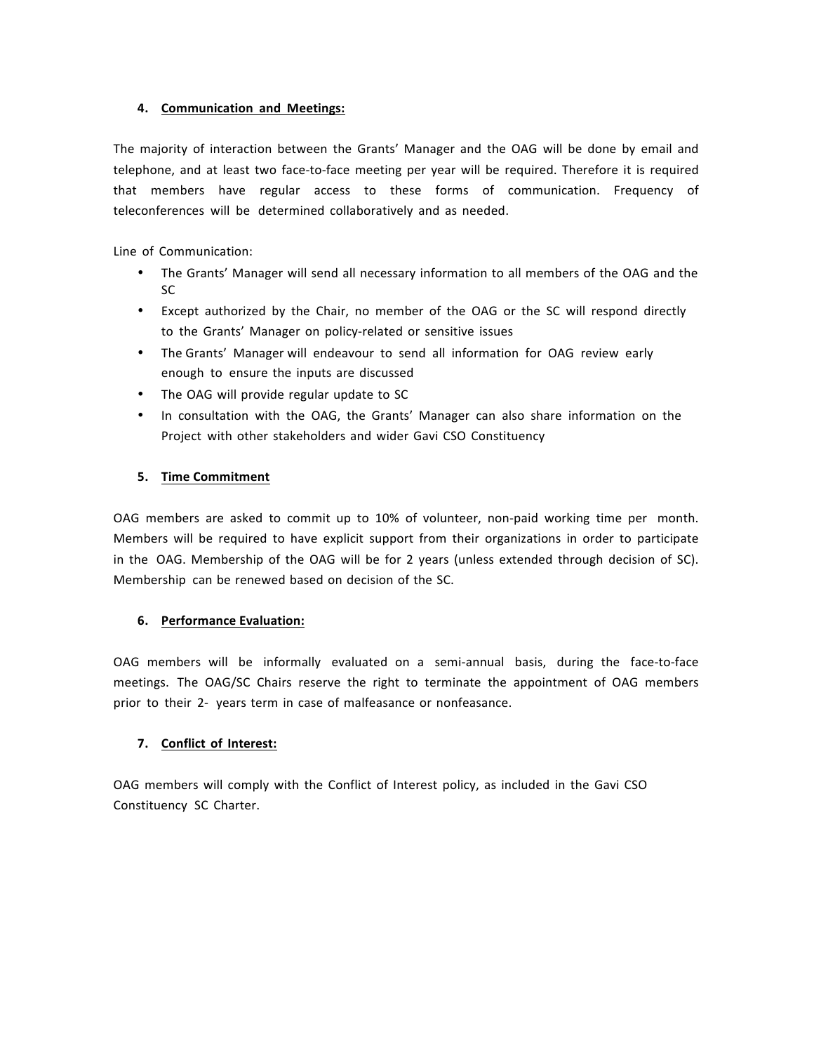**4. Communication and Meetings:**

The majority of interaction between the Grants' Manager and the OAG will be done by email and telephone, and at least two face-to-face meeting per year will be required. Therefore it is required that members have regular access to these forms of communication. Frequency of teleconferences will be determined collaboratively and as needed.

Line of Communication:

- The Grants' Manager will send all necessary information to all members of the OAG and the SC
- Except authorized by the Chair, no member of the OAG or the SC will respond directly to the Grants' Manager on policy-related or sensitive issues
- The Grants' Manager will endeavour to send all information for OAG review early enough to ensure the inputs are discussed
- The OAG will provide regular update to SC
- In consultation with the OAG, the Grants' Manager can also share information on the Project with other stakeholders and wider Gavi CSO Constituency

**5. Time Commitment**

OAG members are asked to commit up to 10% of volunteer, non-paid working time per month. Members will be required to have explicit support from their organizations in order to participate in the OAG. Membership of the OAG will be for 2 years (unless extended through decision of SC). Membership can be renewed based on decision of the SC.

**6. Performance Evaluation:**

OAG members will be informally evaluated on a semi-annual basis, during the face-to-face meetings. The OAG/SC Chairs reserve the right to terminate the appointment of OAG members prior to their 2- years term in case of malfeasance or nonfeasance.

**7. Conflict of Interest:**

OAG members will comply with the Conflict of Interest policy, as included in the Gavi CSO Constituency SC Charter.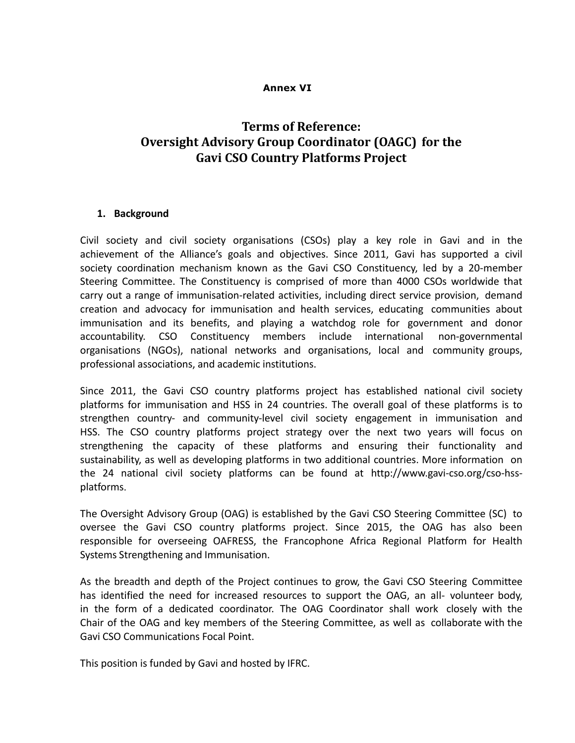**Annex VI**

# Terms of Reference: Oversight Advisory Group Coordinator (OAGC) for the Gavi CSO Country Platforms Project

## 1. Background

Civil society and civil society organisations (CSOs) play a key role in Gavi and in the achievement of the Alliance's goals and objectives. Since 2011, Gavi has supported a civil society coordination mechanism known as the Gavi CSO Constituency, led by a 20-member Steering Committee. The Constituency is comprised of more than 4000 CSOs worldwide that carry out a range of immunisation-related activities, including direct service provision, demand creation and advocacy for immunisation and health services, educating communities about immunisation and its benefits, and playing a watchdog role for government and donor accountability. CSO Constituency members include international non-governmental organisations (NGOs), national networks and organisations, local and community groups, professional associations, and academic institutions.

Since 2011, the Gavi CSO country platforms project has established national civil society platforms for immunisation and HSS in 24 countries. The overall goal of these platforms is to strengthen country- and community-level civil society engagement in immunisation and HSS. The CSO country platforms project strategy over the next two years will focus on strengthening the capacity of these platforms and ensuring their functionality and sustainability, as well as developing platforms in two additional countries. More information on the 24 national civil society platforms can be found at http://www.gavi-cso.org/cso-hss-platforms.

The Oversight Advisory Group (OAG) is established by the Gavi CSO Steering Committee (SC) to oversee the Gavi CSO country platforms project. Since 2015, the OAG has also been responsible for overseeing OAFRESS, the Francophone Africa Regional Platform for Health Systems Strengthening and Immunisation.

As the breadth and depth of the Project continues to grow, the Gavi CSO Steering Committee has identified the need for increased resources to support the OAG, an all- volunteer body, in the form of a dedicated coordinator. The OAG Coordinator shall work closely with the Chair of the OAG and key members of the Steering Committee, as well as collaborate with the Gavi CSO Communications Focal Point.

This position is funded by Gavi and hosted by IFRC.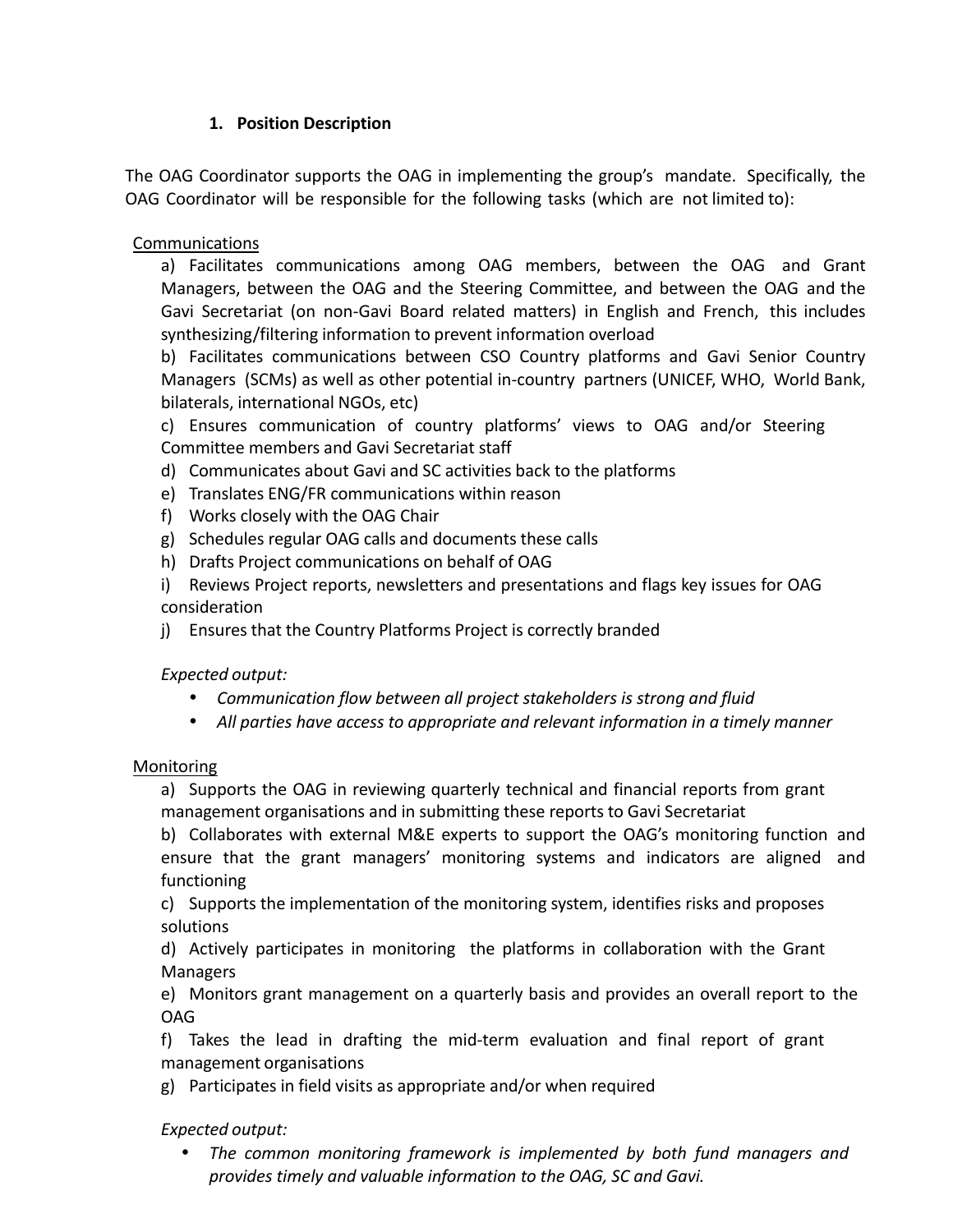## 1. Position Description

The OAG Coordinator supports the OAG in implementing the group's mandate. Specifically, the OAG Coordinator will be responsible for the following tasks (which are not limited to):

Communications

a) Facilitates communications among OAG members, between the OAG and Grant Managers, between the OAG and the Steering Committee, and between the OAG and the Gavi Secretariat (on non-Gavi Board related matters) in English and French, this includes synthesizing/filtering information to prevent information overload

b) Facilitates communications between CSO Country platforms and Gavi Senior Country Managers (SCMs) as well as other potential in-country partners (UNICEF, WHO, World Bank, bilaterals, international NGOs, etc)

c) Ensures communication of country platforms' views to OAG and/or Steering Committee members and Gavi Secretariat staff

d) Communicates about Gavi and SC activities back to the platforms

e) Translates ENG/FR communications within reason

f) Works closely with the OAG Chair

g) Schedules regular OAG calls and documents these calls

h) Drafts Project communications on behalf of OAG

i) Reviews Project reports, newsletters and presentations and flags key issues for OAG consideration

j) Ensures that the Country Platforms Project is correctly branded

*Expected output:*

- *Communication flow between all project stakeholders is strong and fluid*
- *All parties have access to appropriate and relevant information in a timely manner*

Monitoring

a) Supports the OAG in reviewing quarterly technical and financial reports from grant management organisations and in submitting these reports to Gavi Secretariat

b) Collaborates with external M&E experts to support the OAG's monitoring function and ensure that the grant managers' monitoring systems and indicators are aligned and functioning

c) Supports the implementation of the monitoring system, identifies risks and proposes solutions

d) Actively participates in monitoring the platforms in collaboration with the Grant Managers

e) Monitors grant management on a quarterly basis and provides an overall report to the OAG

f) Takes the lead in drafting the mid-term evaluation and final report of grant management organisations

g) Participates in field visits as appropriate and/or when required

*Expected output:*

- *The common monitoring framework is implemented by both fund managers and provides timely and valuable information to the OAG, SC and Gavi.*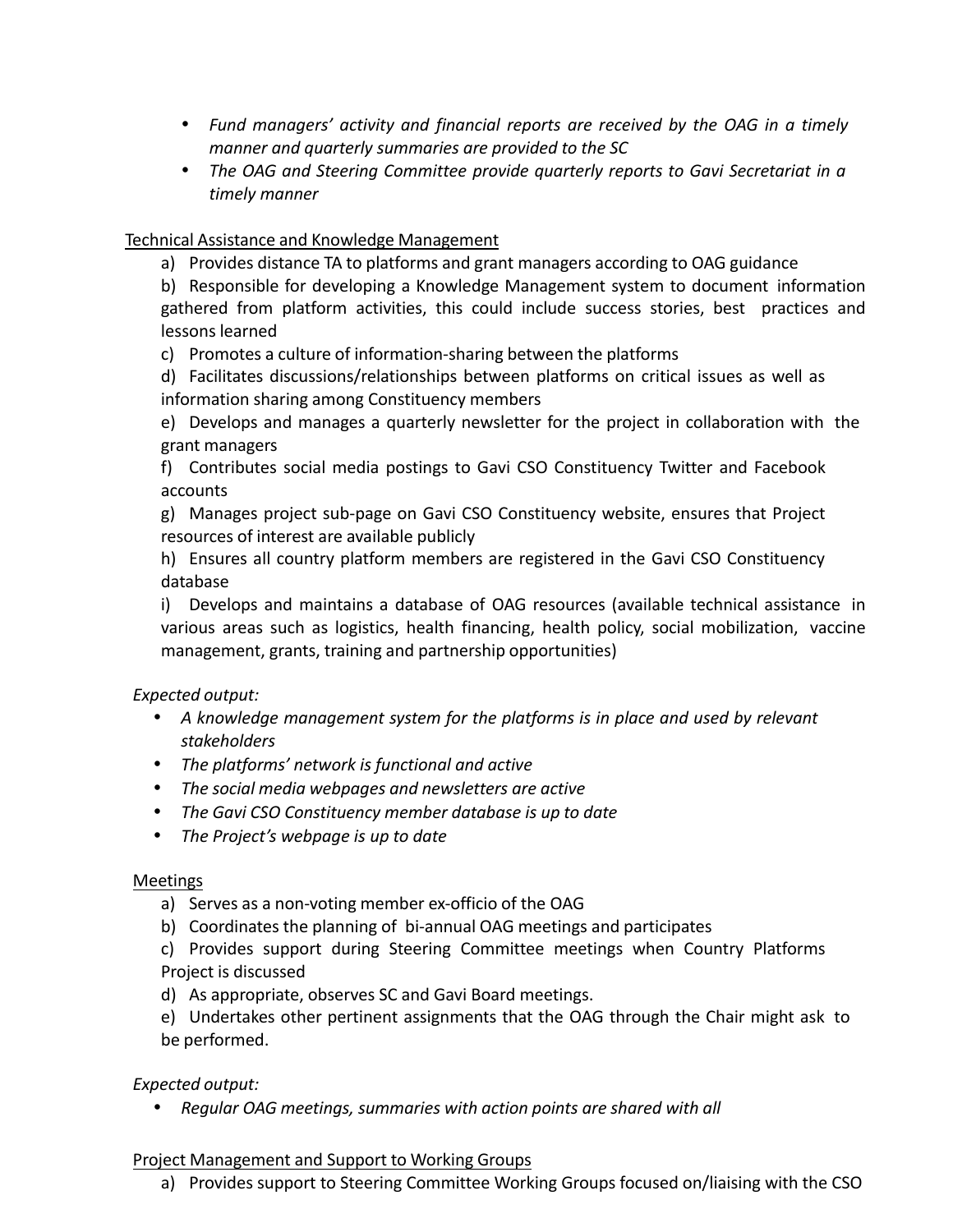- *Fund managers' activity and financial reports are received by the OAG in a timely manner and quarterly summaries are provided to the SC*
- *The OAG and Steering Committee provide quarterly reports to Gavi Secretariat in a timely manner*

<u>Technical Assistance and Knowledge Management</u>

a) Provides distance TA to platforms and grant managers according to OAG guidance

b) Responsible for developing a Knowledge Management system to document information gathered from platform activities, this could include success stories, best practices and lessons learned

c) Promotes a culture of information-sharing between the platforms

d) Facilitates discussions/relationships between platforms on critical issues as well as information sharing among Constituency members

e) Develops and manages a quarterly newsletter for the project in collaboration with the grant managers

f) Contributes social media postings to Gavi CSO Constituency Twitter and Facebook accounts

g) Manages project sub-page on Gavi CSO Constituency website, ensures that Project resources of interest are available publicly

h) Ensures all country platform members are registered in the Gavi CSO Constituency database

i) Develops and maintains a database of OAG resources (available technical assistance in various areas such as logistics, health financing, health policy, social mobilization, vaccine management, grants, training and partnership opportunities)

*Expected output:*

- *A knowledge management system for the platforms is in place and used by relevant stakeholders*
- *The platforms' network is functional and active*
- *The social media webpages and newsletters are active*
- *The Gavi CSO Constituency member database is up to date*
- *The Project's webpage is up to date*

<u>Meetings</u>

a) Serves as a non-voting member ex-officio of the OAG

b) Coordinates the planning of bi-annual OAG meetings and participates

c) Provides support during Steering Committee meetings when Country Platforms Project is discussed

d) As appropriate, observes SC and Gavi Board meetings.

e) Undertakes other pertinent assignments that the OAG through the Chair might ask to be performed.

*Expected output:*

- *Regular OAG meetings, summaries with action points are shared with all*

<u>Project Management and Support to Working Groups</u>

a) Provides support to Steering Committee Working Groups focused on/liaising with the CSO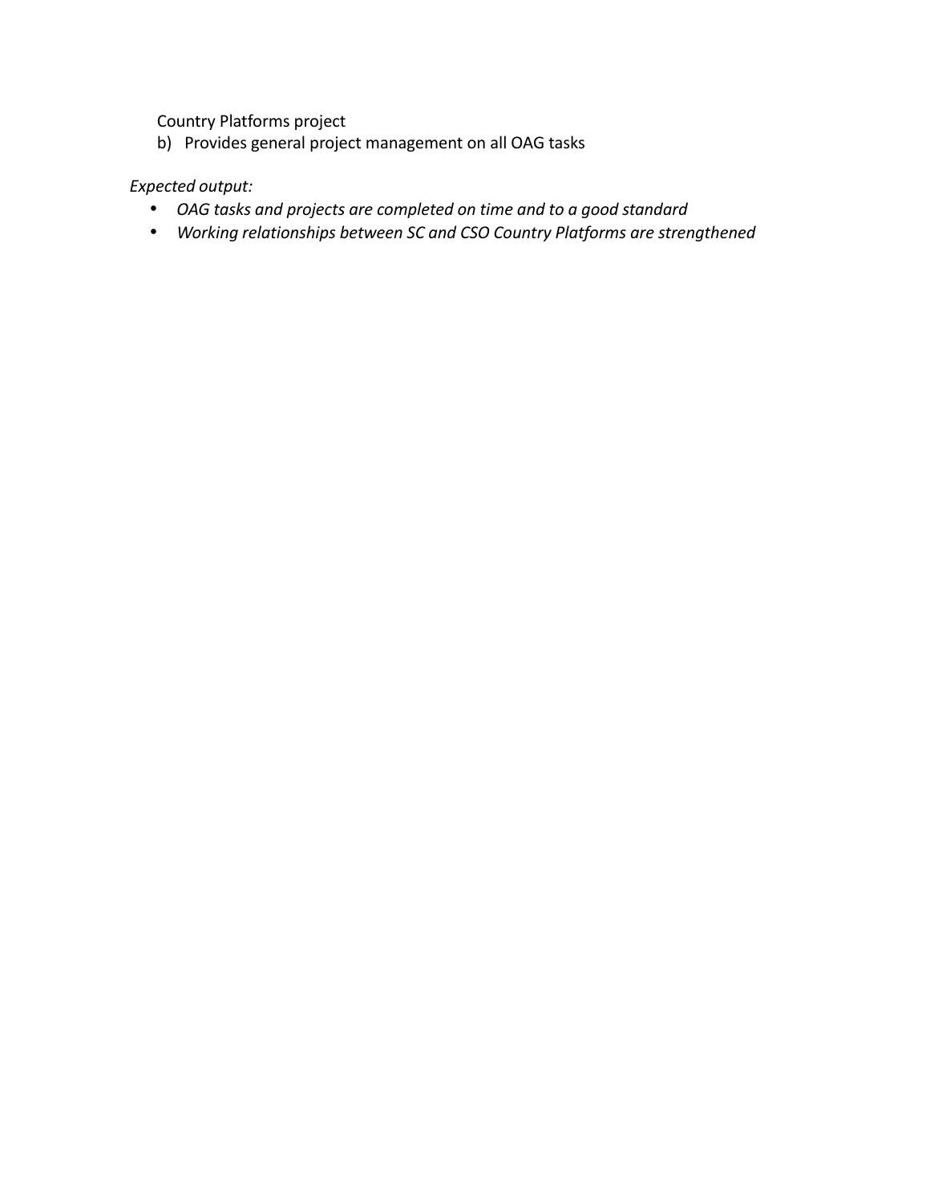Country Platforms project

b) Provides general project management on all OAG tasks

*Expected output:*

- *OAG tasks and projects are completed on time and to a good standard*
- *Working relationships between SC and CSO Country Platforms are strengthened*